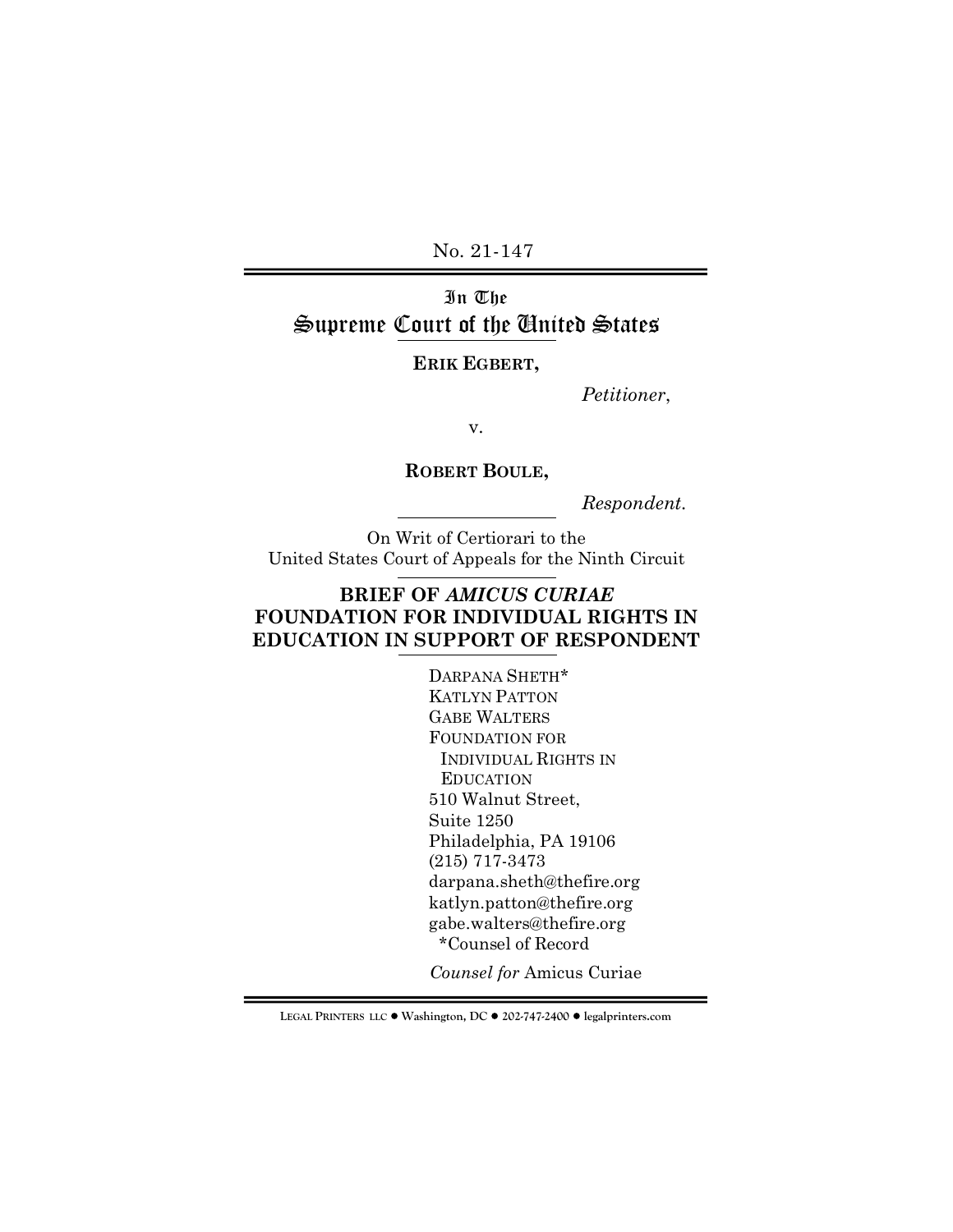No. 21-147

# In The Supreme Court of the United States

**ERIK EGBERT,**

*Petitioner*,

v.

**ROBERT BOULE,**

*Respondent.*

On Writ of Certiorari to the
United States Court of Appeals for the Ninth Circuit

## BRIEF OF *AMICUS CURIAE* FOUNDATION FOR INDIVIDUAL RIGHTS IN EDUCATION IN SUPPORT OF RESPONDENT

DARPANA SHETH*
KATLYN PATTON
GABE WALTERS
FOUNDATION FOR
INDIVIDUAL RIGHTS IN
EDUCATION
510 Walnut Street,
Suite 1250
Philadelphia, PA 19106
(215) 717-3473
darpana.sheth@thefire.org
katlyn.patton@thefire.org
gabe.walters@thefire.org
*Counsel of Record

*Counsel for* Amicus Curiae

LEGAL PRINTERS LLC ● Washington, DC ● 202-747-2400 ● legalprinters.com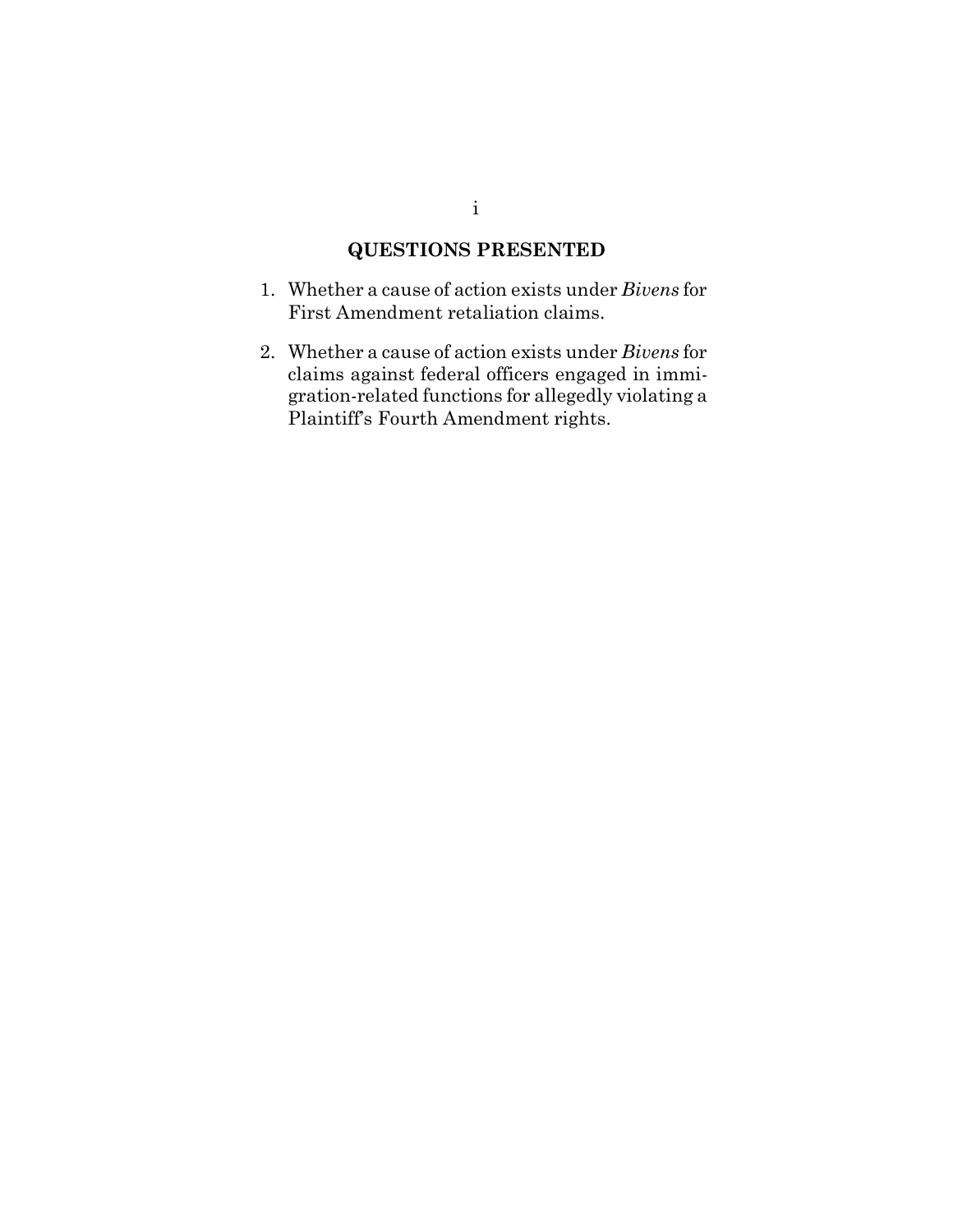## QUESTIONS PRESENTED

1. Whether a cause of action exists under *Bivens* for First Amendment retaliation claims.

2. Whether a cause of action exists under *Bivens* for claims against federal officers engaged in immigration-related functions for allegedly violating a Plaintiff's Fourth Amendment rights.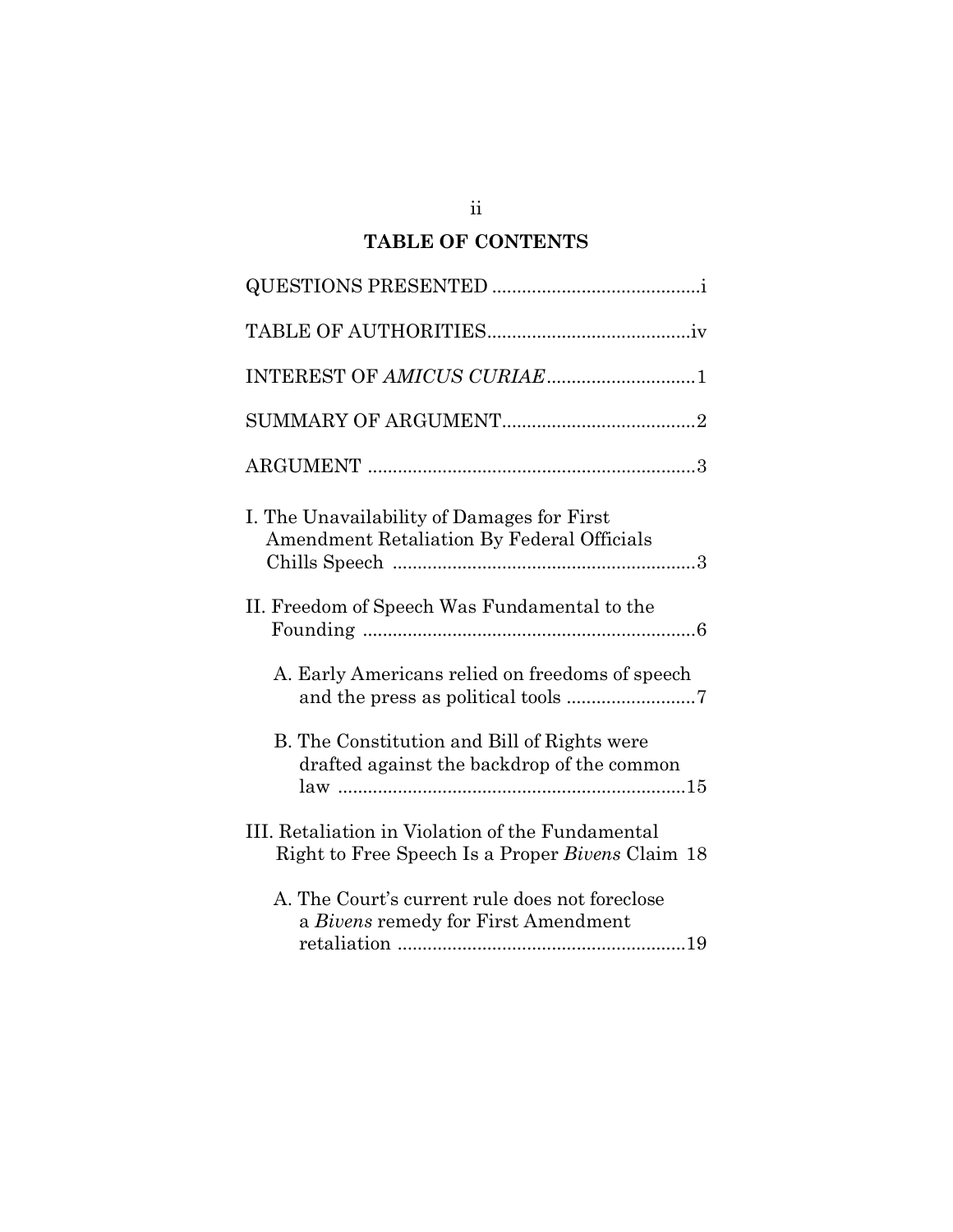# TABLE OF CONTENTS

QUESTIONS PRESENTED .......................................... i

TABLE OF AUTHORITIES......................................... iv

INTEREST OF *AMICUS CURIAE* ............................. 1

SUMMARY OF ARGUMENT....................................... 2

ARGUMENT .................................................................. 3

I. The Unavailability of Damages for First Amendment Retaliation By Federal Officials Chills Speech ............................................................. 3

II. Freedom of Speech Was Fundamental to the Founding ................................................................... 6

  A. Early Americans relied on freedoms of speech and the press as political tools .......................... 7

  B. The Constitution and Bill of Rights were drafted against the backdrop of the common law ...................................................................... 15

III. Retaliation in Violation of the Fundamental Right to Free Speech Is a Proper *Bivens* Claim 18

  A. The Court's current rule does not foreclose a *Bivens* remedy for First Amendment retaliation .......................................................... 19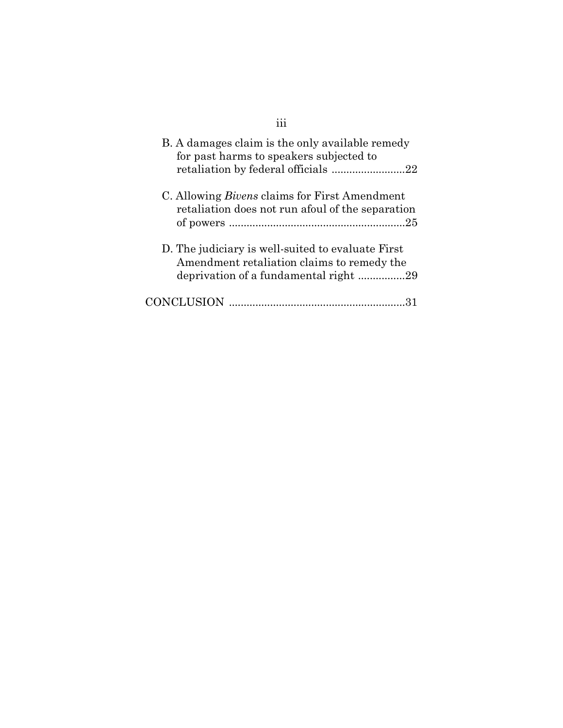B. A damages claim is the only available remedy for past harms to speakers subjected to retaliation by federal officials .........................22

C. Allowing *Bivens* claims for First Amendment retaliation does not run afoul of the separation of powers ............................................................25

D. The judiciary is well-suited to evaluate First Amendment retaliation claims to remedy the deprivation of a fundamental right ................29

CONCLUSION ............................................................31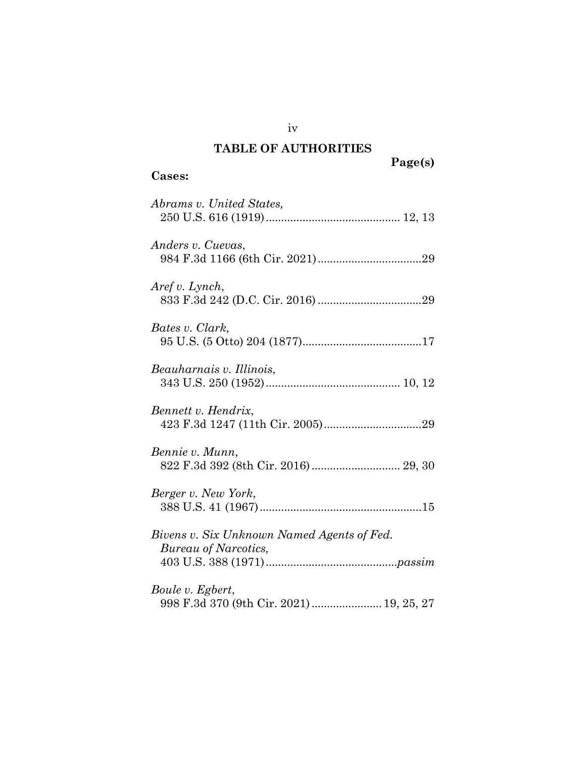# TABLE OF AUTHORITIES

**Page(s)**

**Cases:**

*Abrams v. United States,*
250 U.S. 616 (1919) ............................................ 12, 13

*Anders v. Cuevas*,
984 F.3d 1166 (6th Cir. 2021) ..................................29

*Aref v. Lynch*,
833 F.3d 242 (D.C. Cir. 2016) ..................................29

*Bates v. Clark,*
95 U.S. (5 Otto) 204 (1877).......................................17

*Beauharnais v. Illinois*,
343 U.S. 250 (1952) ............................................ 10, 12

*Bennett v. Hendrix*,
423 F.3d 1247 (11th Cir. 2005)................................29

*Bennie v. Munn*,
822 F.3d 392 (8th Cir. 2016) ............................. 29, 30

*Berger v. New York*,
388 U.S. 41 (1967) .....................................................15

*Bivens v. Six Unknown Named Agents of Fed. Bureau of Narcotics,*
403 U.S. 388 (1971) ...........................................*passim*

*Boule v. Egbert*,
998 F.3d 370 (9th Cir. 2021) ....................... 19, 25, 27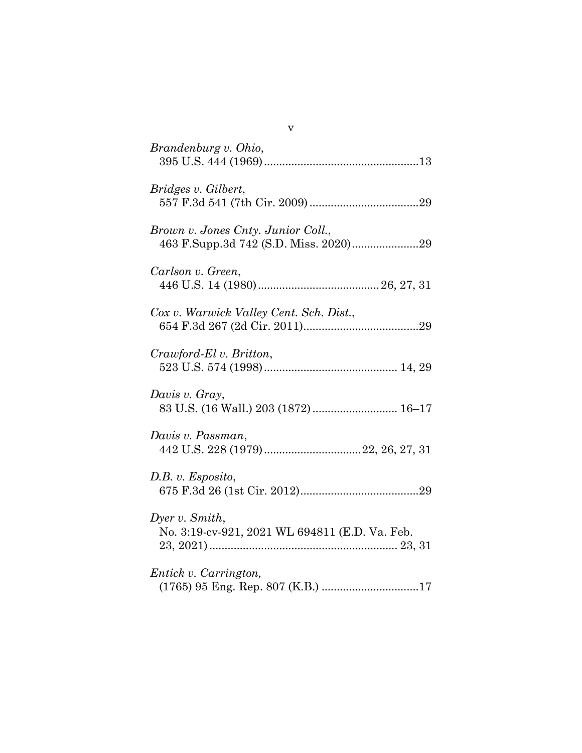*Brandenburg v. Ohio*,
395 U.S. 444 (1969) .................................................. 13

*Bridges v. Gilbert*,
557 F.3d 541 (7th Cir. 2009) .................................... 29

*Brown v. Jones Cnty. Junior Coll.*,
463 F.Supp.3d 742 (S.D. Miss. 2020) ...................... 29

*Carlson v. Green*,
446 U.S. 14 (1980) ........................................ 26, 27, 31

*Cox v. Warwick Valley Cent. Sch. Dist.*,
654 F.3d 267 (2d Cir. 2011) ...................................... 29

*Crawford-El v. Britton*,
523 U.S. 574 (1998) ............................................ 14, 29

*Davis v. Gray*,
83 U.S. (16 Wall.) 203 (1872) ............................ 16–17

*Davis v. Passman*,
442 U.S. 228 (1979) ................................ 22, 26, 27, 31

*D.B. v. Esposito*,
675 F.3d 26 (1st Cir. 2012) ....................................... 29

*Dyer v. Smith*,
No. 3:19-cv-921, 2021 WL 694811 (E.D. Va. Feb. 23, 2021) ............................................................ 23, 31

*Entick v. Carrington*,
(1765) 95 Eng. Rep. 807 (K.B.) ................................ 17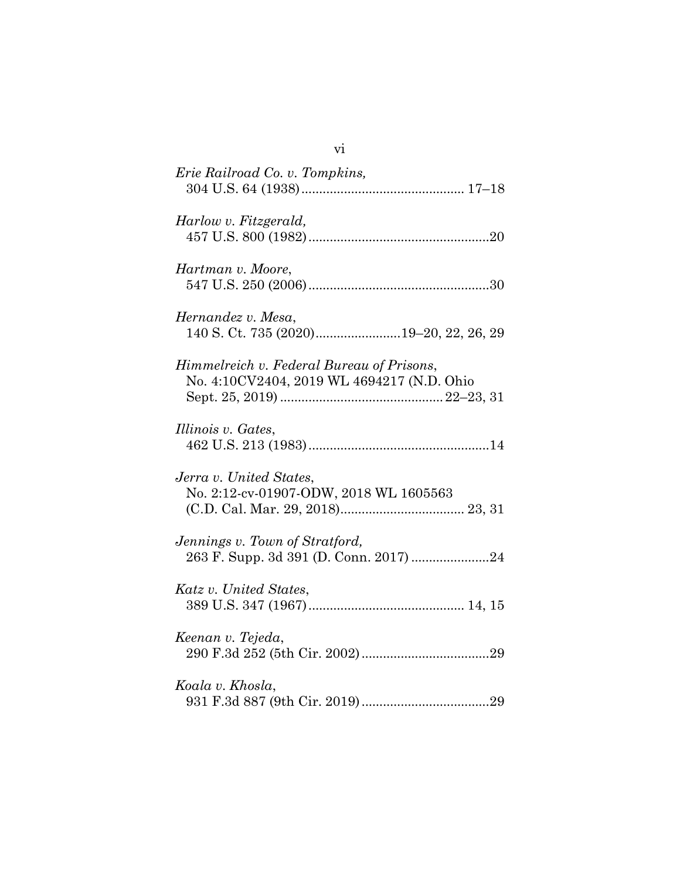*Erie Railroad Co. v. Tompkins,*
304 U.S. 64 (1938)............................................. 17–18

*Harlow v. Fitzgerald,*
457 U.S. 800 (1982)...................................................20

*Hartman v. Moore*,
547 U.S. 250 (2006)...................................................30

*Hernandez v. Mesa*,
140 S. Ct. 735 (2020)........................19–20, 22, 26, 29

*Himmelreich v. Federal Bureau of Prisons*,
No. 4:10CV2404, 2019 WL 4694217 (N.D. Ohio
Sept. 25, 2019) ............................................. 22–23, 31

*Illinois v. Gates*,
462 U.S. 213 (1983)...................................................14

*Jerra v. United States*,
No. 2:12-cv-01907-ODW, 2018 WL 1605563
(C.D. Cal. Mar. 29, 2018).................................. 23, 31

*Jennings v. Town of Stratford,*
263 F. Supp. 3d 391 (D. Conn. 2017) ......................24

*Katz v. United States*,
389 U.S. 347 (1967)........................................... 14, 15

*Keenan v. Tejeda*,
290 F.3d 252 (5th Cir. 2002)....................................29

*Koala v. Khosla*,
931 F.3d 887 (9th Cir. 2019)....................................29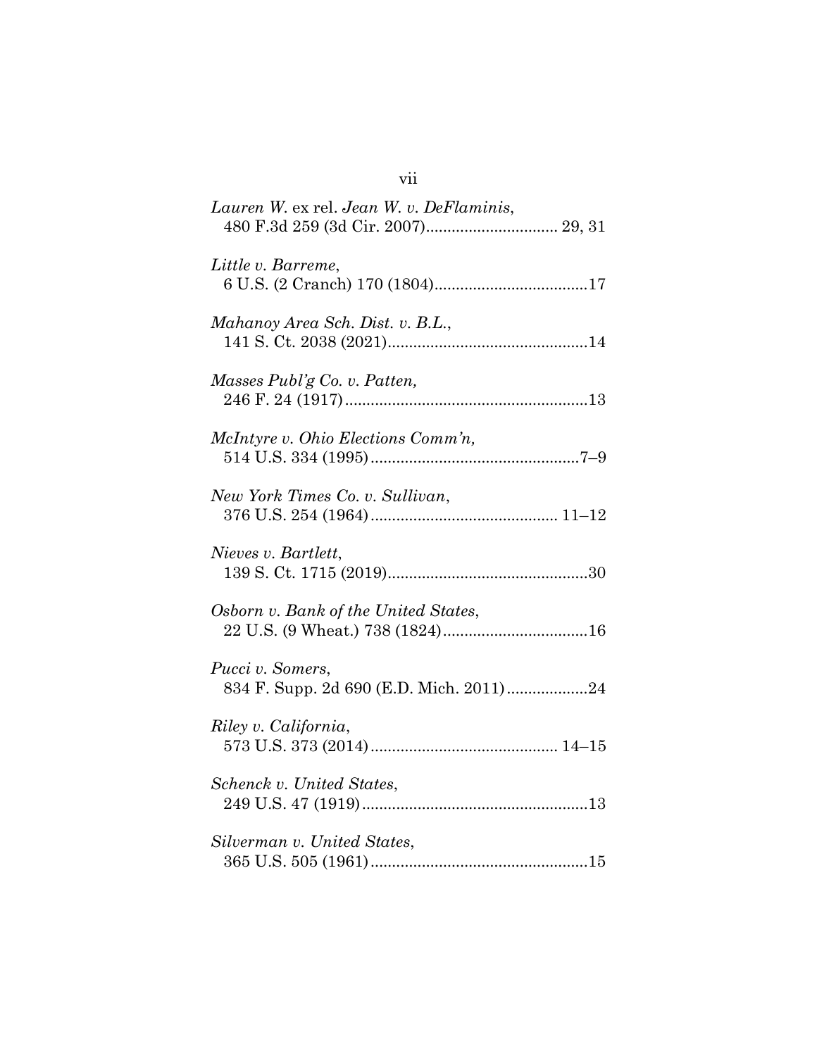*Lauren W.* ex rel. *Jean W. v. DeFlaminis*,
480 F.3d 259 (3d Cir. 2007)............................... 29, 31

*Little v. Barreme*,
6 U.S. (2 Cranch) 170 (1804)....................................17

*Mahanoy Area Sch. Dist. v. B.L.*,
141 S. Ct. 2038 (2021)...............................................14

*Masses Publ'g Co. v. Patten,*
246 F. 24 (1917).........................................................13

*McIntyre v. Ohio Elections Comm'n,*
514 U.S. 334 (1995).................................................7–9

*New York Times Co. v. Sullivan*,
376 U.S. 254 (1964)........................................... 11–12

*Nieves v. Bartlett*,
139 S. Ct. 1715 (2019)...............................................30

*Osborn v. Bank of the United States*,
22 U.S. (9 Wheat.) 738 (1824)..................................16

*Pucci v. Somers*,
834 F. Supp. 2d 690 (E.D. Mich. 2011)...................24

*Riley v. California*,
573 U.S. 373 (2014)........................................... 14–15

*Schenck v. United States*,
249 U.S. 47 (1919).....................................................13

*Silverman v. United States*,
365 U.S. 505 (1961)...................................................15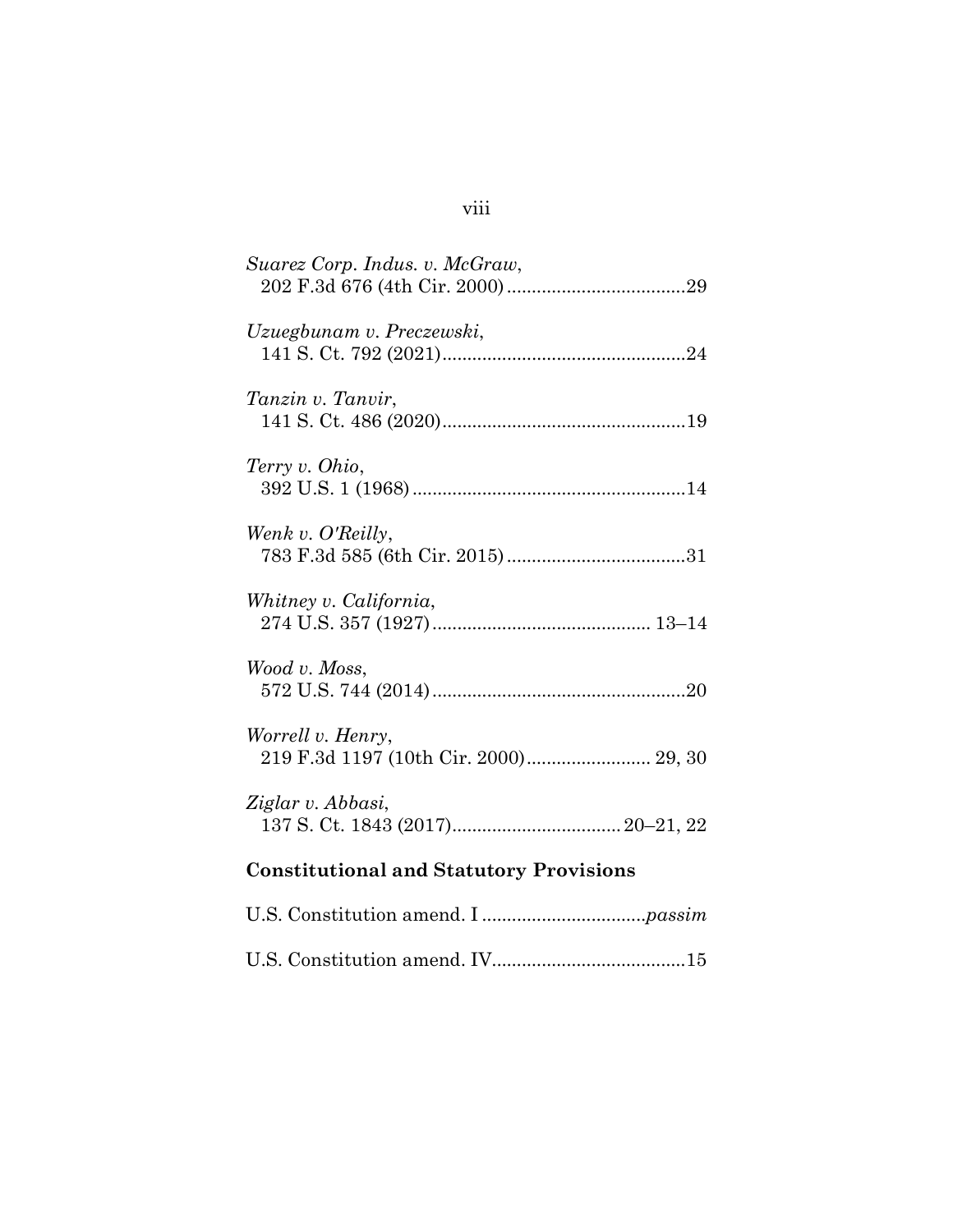*Suarez Corp. Indus. v. McGraw*,
202 F.3d 676 (4th Cir. 2000) ....................................29

*Uzuegbunam v. Preczewski*,
141 S. Ct. 792 (2021).................................................24

*Tanzin v. Tanvir*,
141 S. Ct. 486 (2020).................................................19

*Terry v. Ohio*,
392 U.S. 1 (1968).......................................................14

*Wenk v. O'Reilly*,
783 F.3d 585 (6th Cir. 2015) ....................................31

*Whitney v. California*,
274 U.S. 357 (1927)............................................ 13–14

*Wood v. Moss*,
572 U.S. 744 (2014)...................................................20

*Worrell v. Henry*,
219 F.3d 1197 (10th Cir. 2000)......................... 29, 30

*Ziglar v. Abbasi*,
137 S. Ct. 1843 (2017).................................. 20–21, 22

**Constitutional and Statutory Provisions**

U.S. Constitution amend. I .................................*passim*

U.S. Constitution amend. IV.......................................15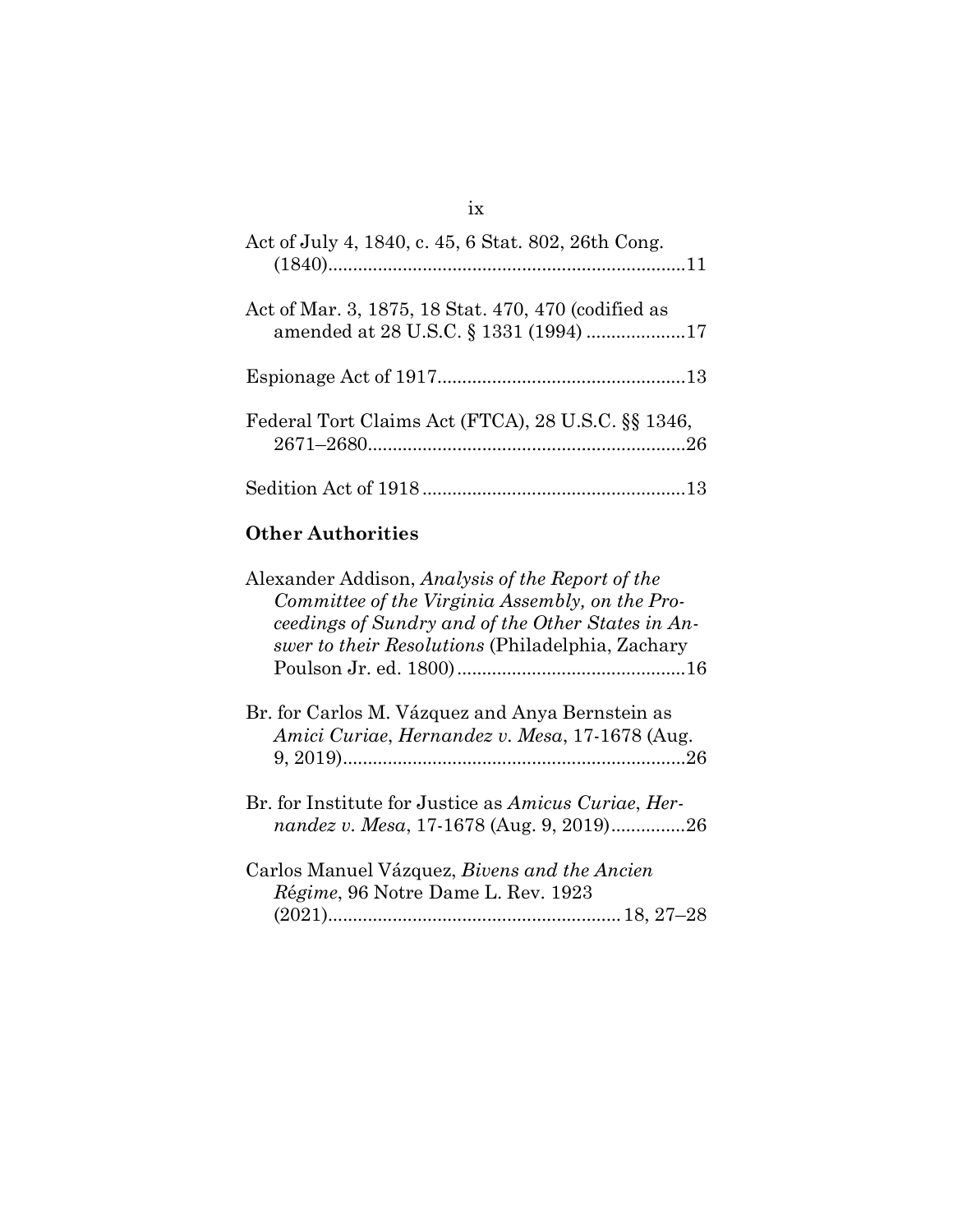Act of July 4, 1840, c. 45, 6 Stat. 802, 26th Cong. (1840).......................................................................11

Act of Mar. 3, 1875, 18 Stat. 470, 470 (codified as amended at 28 U.S.C. § 1331 (1994) ....................17

Espionage Act of 1917.................................................13

Federal Tort Claims Act (FTCA), 28 U.S.C. §§ 1346, 2671–2680................................................................26

Sedition Act of 1918....................................................13

**Other Authorities**

Alexander Addison, *Analysis of the Report of the Committee of the Virginia Assembly, on the Proceedings of Sundry and of the Other States in Answer to their Resolutions* (Philadelphia, Zachary Poulson Jr. ed. 1800).............................................16

Br. for Carlos M. Vázquez and Anya Bernstein as *Amici Curiae*, *Hernandez v. Mesa*, 17-1678 (Aug. 9, 2019).....................................................................26

Br. for Institute for Justice as *Amicus Curiae*, *Hernandez v. Mesa*, 17-1678 (Aug. 9, 2019)...............26

Carlos Manuel Vázquez, *Bivens and the Ancien Régime*, 96 Notre Dame L. Rev. 1923 (2021)........................................................... 18, 27–28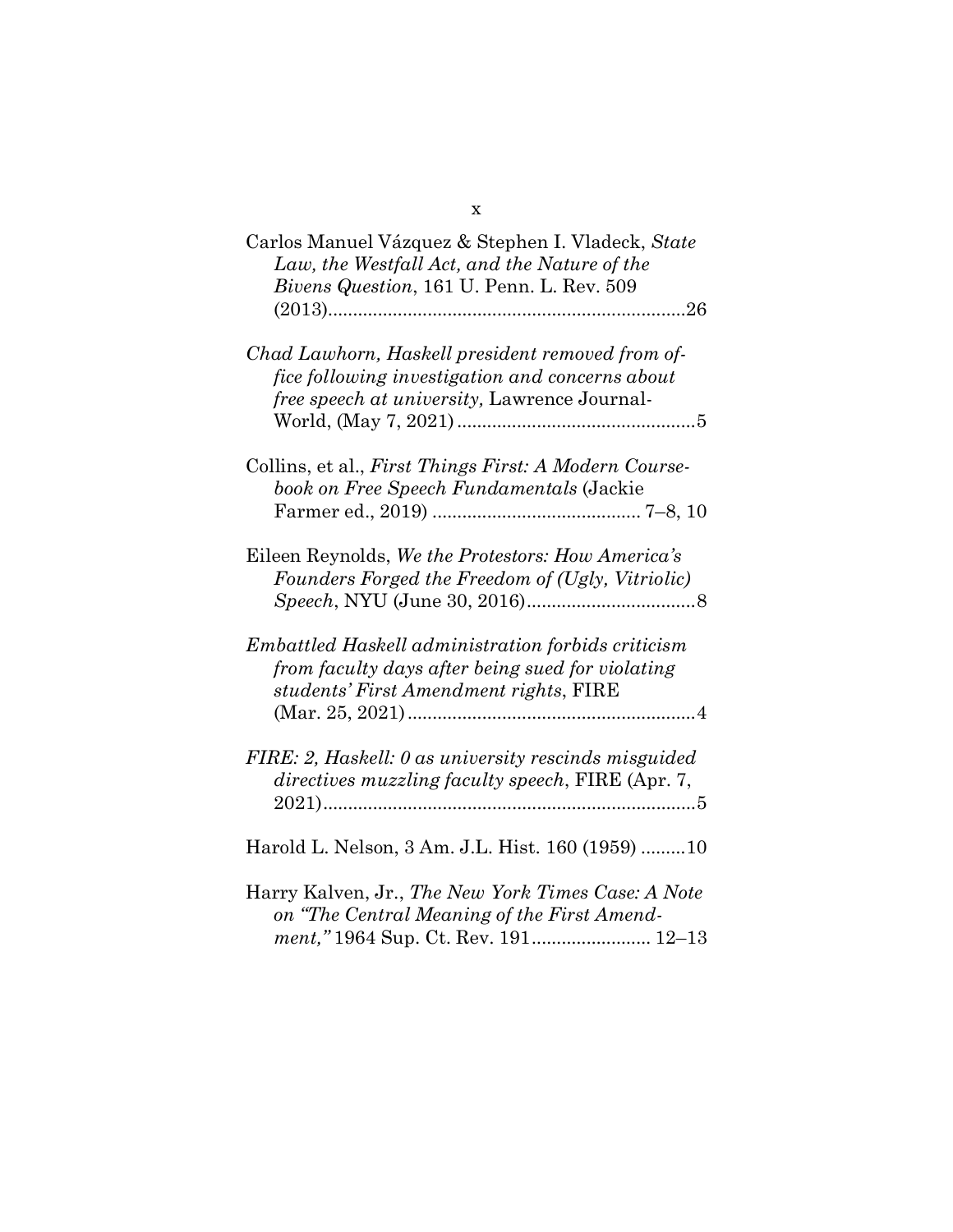Carlos Manuel Vázquez & Stephen I. Vladeck, *State Law, the Westfall Act, and the Nature of the Bivens Question*, 161 U. Penn. L. Rev. 509 (2013)........................................................................26

*Chad Lawhorn, Haskell president removed from office following investigation and concerns about free speech at university,* Lawrence Journal-World, (May 7, 2021)................................................5

Collins, et al., *First Things First: A Modern Coursebook on Free Speech Fundamentals* (Jackie Farmer ed., 2019) .......................................... 7–8, 10

Eileen Reynolds, *We the Protestors: How America's Founders Forged the Freedom of (Ugly, Vitriolic) Speech*, NYU (June 30, 2016).................................8

*Embattled Haskell administration forbids criticism from faculty days after being sued for violating students' First Amendment rights*, FIRE (Mar. 25, 2021)..........................................................4

*FIRE: 2, Haskell: 0 as university rescinds misguided directives muzzling faculty speech*, FIRE (Apr. 7, 2021)...........................................................................5

Harold L. Nelson, 3 Am. J.L. Hist. 160 (1959) .........10

Harry Kalven, Jr., *The New York Times Case: A Note on "The Central Meaning of the First Amendment,"* 1964 Sup. Ct. Rev. 191........................ 12–13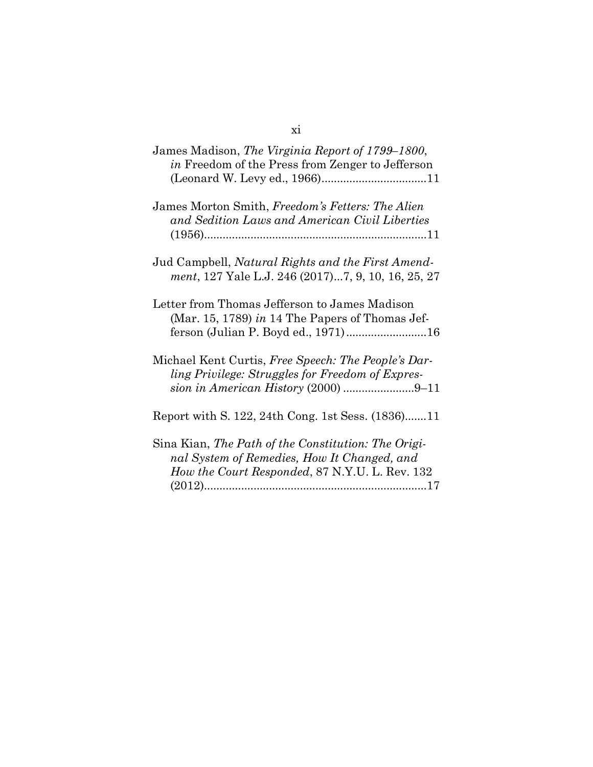James Madison, *The Virginia Report of 1799–1800*, *in* Freedom of the Press from Zenger to Jefferson (Leonard W. Levy ed., 1966)..................................11

James Morton Smith, *Freedom's Fetters: The Alien and Sedition Laws and American Civil Liberties* (1956).........................................................................11

Jud Campbell, *Natural Rights and the First Amendment*, 127 Yale L.J. 246 (2017)...7, 9, 10, 16, 25, 27

Letter from Thomas Jefferson to James Madison (Mar. 15, 1789) *in* 14 The Papers of Thomas Jefferson (Julian P. Boyd ed., 1971)..........................16

Michael Kent Curtis, *Free Speech: The People's Darling Privilege: Struggles for Freedom of Expression in American History* (2000) .......................9–11

Report with S. 122, 24th Cong. 1st Sess. (1836).......11

Sina Kian, *The Path of the Constitution: The Original System of Remedies, How It Changed, and How the Court Responded*, 87 N.Y.U. L. Rev. 132 (2012).........................................................................17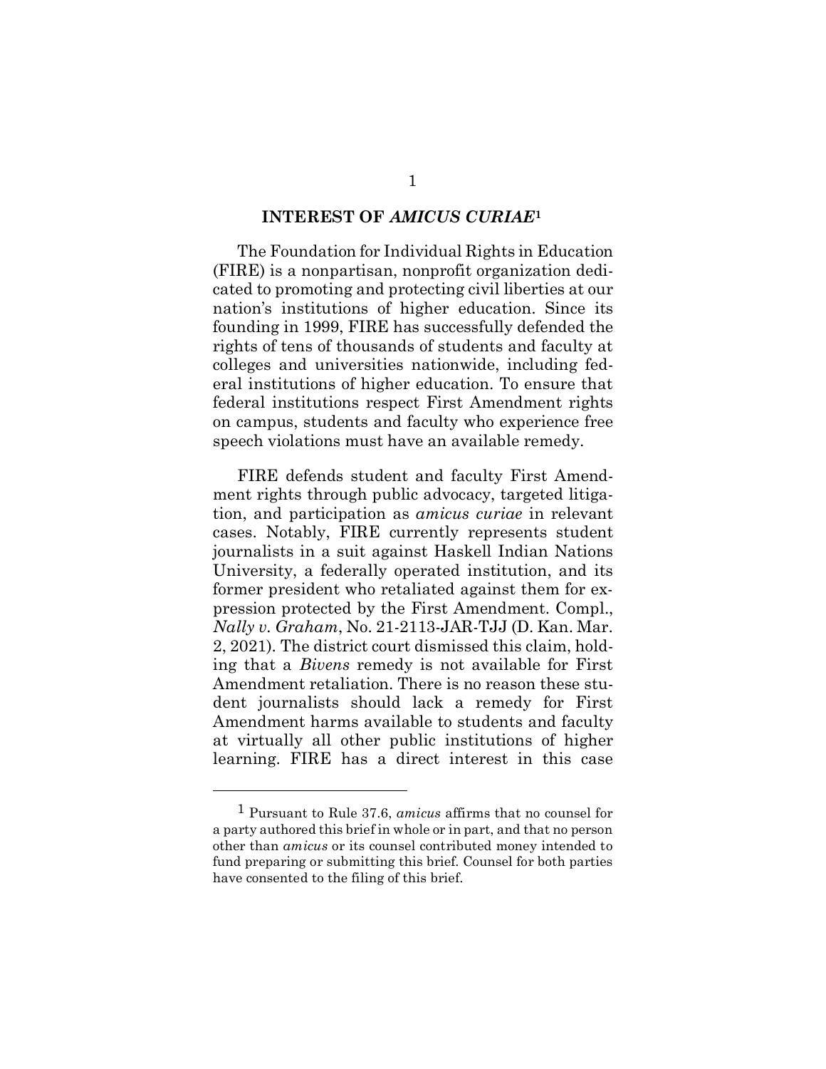## INTEREST OF *AMICUS CURIAE*[1]

The Foundation for Individual Rights in Education (FIRE) is a nonpartisan, nonprofit organization dedicated to promoting and protecting civil liberties at our nation's institutions of higher education. Since its founding in 1999, FIRE has successfully defended the rights of tens of thousands of students and faculty at colleges and universities nationwide, including federal institutions of higher education. To ensure that federal institutions respect First Amendment rights on campus, students and faculty who experience free speech violations must have an available remedy.

FIRE defends student and faculty First Amendment rights through public advocacy, targeted litigation, and participation as *amicus curiae* in relevant cases. Notably, FIRE currently represents student journalists in a suit against Haskell Indian Nations University, a federally operated institution, and its former president who retaliated against them for expression protected by the First Amendment. Compl., *Nally v. Graham*, No. 21-2113-JAR-TJJ (D. Kan. Mar. 2, 2021). The district court dismissed this claim, holding that a *Bivens* remedy is not available for First Amendment retaliation. There is no reason these student journalists should lack a remedy for First Amendment harms available to students and faculty at virtually all other public institutions of higher learning. FIRE has a direct interest in this case

[1] Pursuant to Rule 37.6, *amicus* affirms that no counsel for a party authored this brief in whole or in part, and that no person other than *amicus* or its counsel contributed money intended to fund preparing or submitting this brief. Counsel for both parties have consented to the filing of this brief.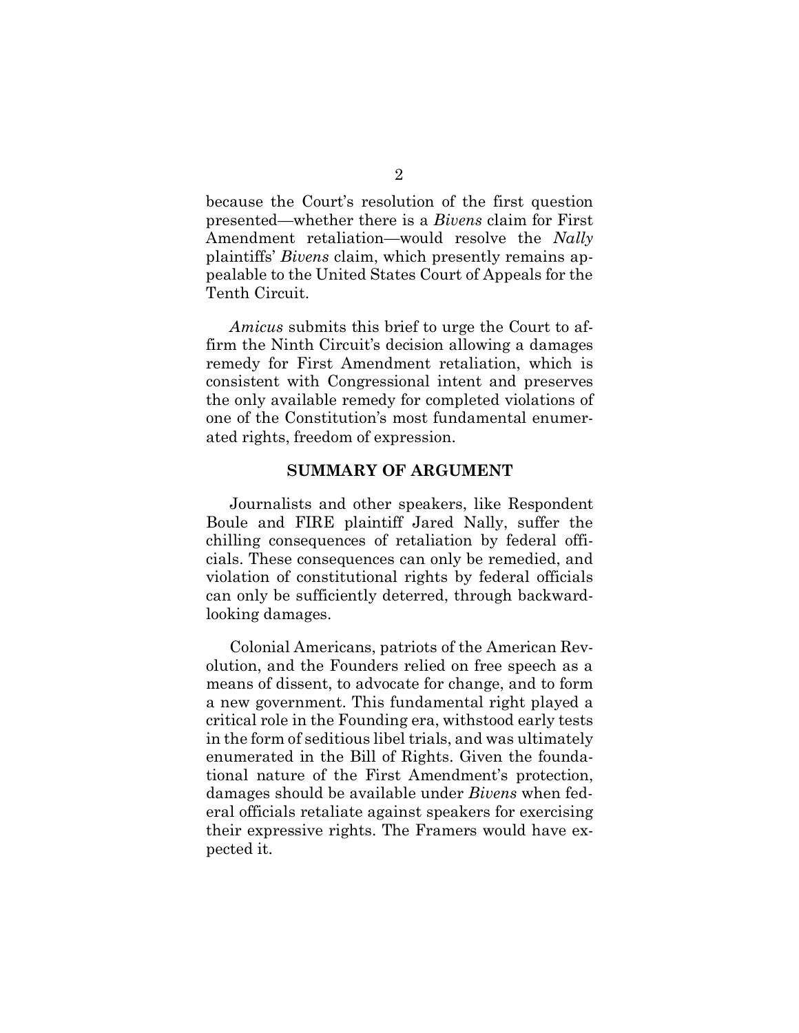because the Court's resolution of the first question presented—whether there is a *Bivens* claim for First Amendment retaliation—would resolve the *Nally* plaintiffs' *Bivens* claim, which presently remains appealable to the United States Court of Appeals for the Tenth Circuit.

*Amicus* submits this brief to urge the Court to affirm the Ninth Circuit's decision allowing a damages remedy for First Amendment retaliation, which is consistent with Congressional intent and preserves the only available remedy for completed violations of one of the Constitution's most fundamental enumerated rights, freedom of expression.

## SUMMARY OF ARGUMENT

Journalists and other speakers, like Respondent Boule and FIRE plaintiff Jared Nally, suffer the chilling consequences of retaliation by federal officials. These consequences can only be remedied, and violation of constitutional rights by federal officials can only be sufficiently deterred, through backward-looking damages.

Colonial Americans, patriots of the American Revolution, and the Founders relied on free speech as a means of dissent, to advocate for change, and to form a new government. This fundamental right played a critical role in the Founding era, withstood early tests in the form of seditious libel trials, and was ultimately enumerated in the Bill of Rights. Given the foundational nature of the First Amendment's protection, damages should be available under *Bivens* when federal officials retaliate against speakers for exercising their expressive rights. The Framers would have expected it.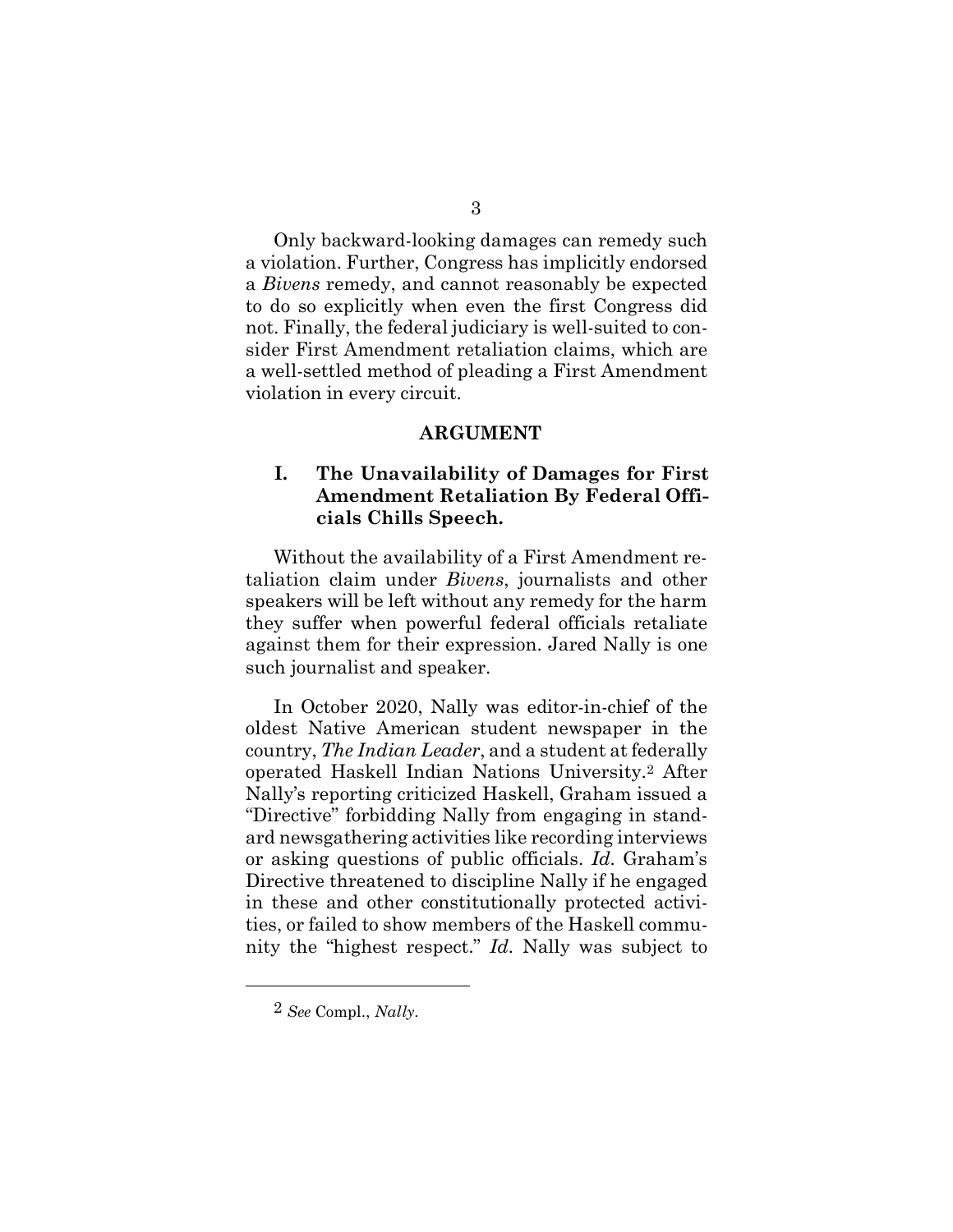Only backward-looking damages can remedy such a violation. Further, Congress has implicitly endorsed a *Bivens* remedy, and cannot reasonably be expected to do so explicitly when even the first Congress did not. Finally, the federal judiciary is well-suited to consider First Amendment retaliation claims, which are a well-settled method of pleading a First Amendment violation in every circuit.

## ARGUMENT

### I. The Unavailability of Damages for First Amendment Retaliation By Federal Officials Chills Speech.

Without the availability of a First Amendment retaliation claim under *Bivens*, journalists and other speakers will be left without any remedy for the harm they suffer when powerful federal officials retaliate against them for their expression. Jared Nally is one such journalist and speaker.

In October 2020, Nally was editor-in-chief of the oldest Native American student newspaper in the country, *The Indian Leader*, and a student at federally operated Haskell Indian Nations University.[2] After Nally's reporting criticized Haskell, Graham issued a "Directive" forbidding Nally from engaging in standard newsgathering activities like recording interviews or asking questions of public officials. *Id.* Graham's Directive threatened to discipline Nally if he engaged in these and other constitutionally protected activities, or failed to show members of the Haskell community the "highest respect." *Id.* Nally was subject to

[2] *See* Compl., *Nally*.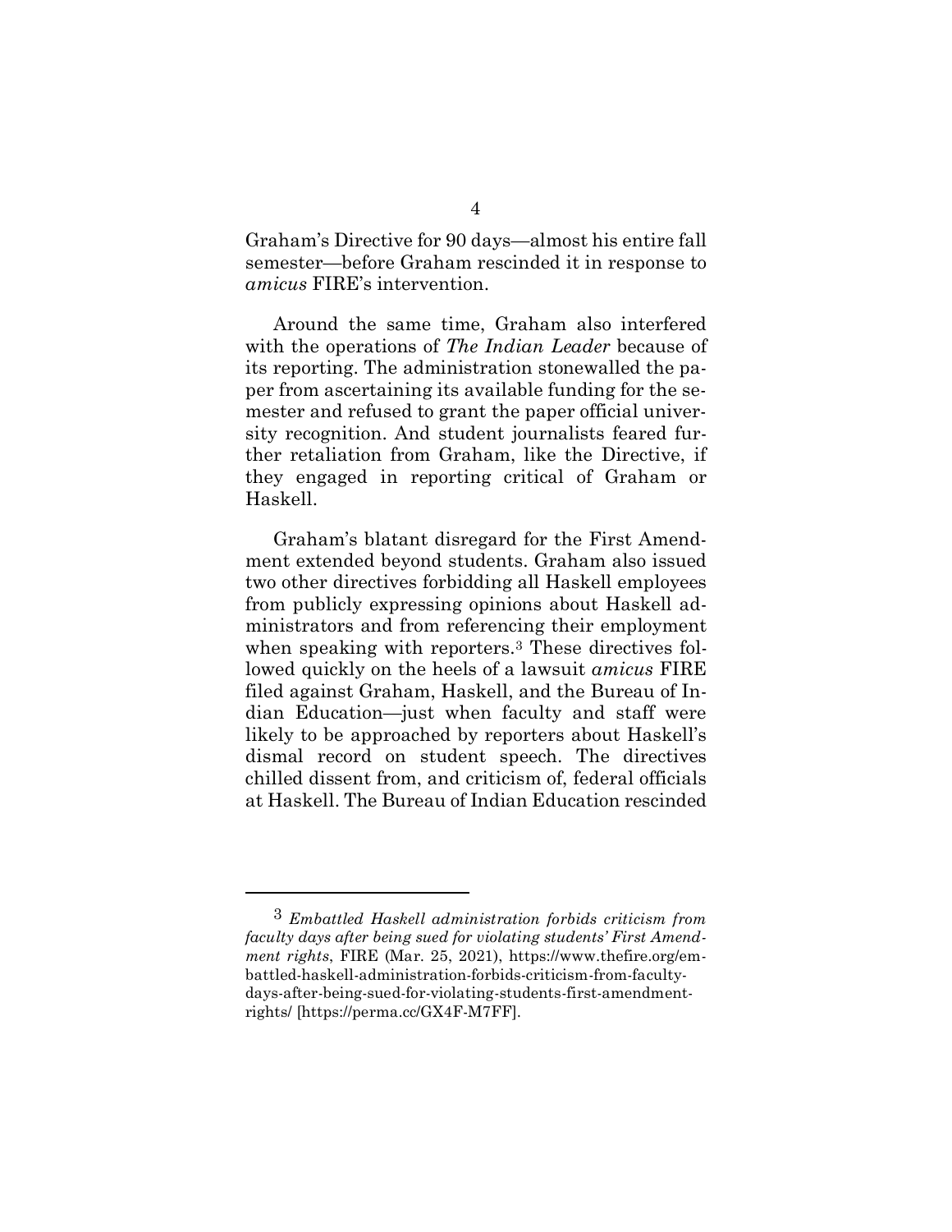Graham's Directive for 90 days—almost his entire fall semester—before Graham rescinded it in response to *amicus* FIRE's intervention.

Around the same time, Graham also interfered with the operations of *The Indian Leader* because of its reporting. The administration stonewalled the paper from ascertaining its available funding for the semester and refused to grant the paper official university recognition. And student journalists feared further retaliation from Graham, like the Directive, if they engaged in reporting critical of Graham or Haskell.

Graham's blatant disregard for the First Amendment extended beyond students. Graham also issued two other directives forbidding all Haskell employees from publicly expressing opinions about Haskell administrators and from referencing their employment when speaking with reporters.[3] These directives followed quickly on the heels of a lawsuit *amicus* FIRE filed against Graham, Haskell, and the Bureau of Indian Education—just when faculty and staff were likely to be approached by reporters about Haskell's dismal record on student speech. The directives chilled dissent from, and criticism of, federal officials at Haskell. The Bureau of Indian Education rescinded

---

[3] *Embattled Haskell administration forbids criticism from faculty days after being sued for violating students' First Amendment rights*, FIRE (Mar. 25, 2021), https://www.thefire.org/embattled-haskell-administration-forbids-criticism-from-faculty-days-after-being-sued-for-violating-students-first-amendment-rights/ [https://perma.cc/GX4F-M7FF].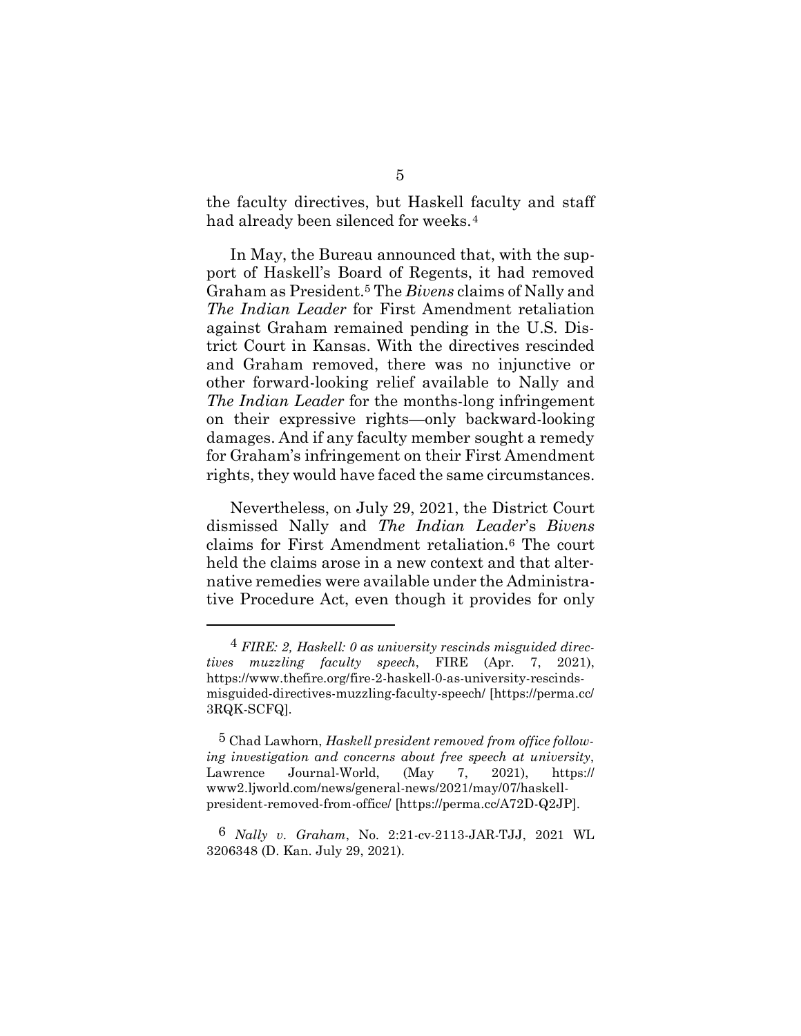the faculty directives, but Haskell faculty and staff had already been silenced for weeks.[4]

In May, the Bureau announced that, with the support of Haskell's Board of Regents, it had removed Graham as President.[5] The *Bivens* claims of Nally and *The Indian Leader* for First Amendment retaliation against Graham remained pending in the U.S. District Court in Kansas. With the directives rescinded and Graham removed, there was no injunctive or other forward-looking relief available to Nally and *The Indian Leader* for the months-long infringement on their expressive rights—only backward-looking damages. And if any faculty member sought a remedy for Graham's infringement on their First Amendment rights, they would have faced the same circumstances.

Nevertheless, on July 29, 2021, the District Court dismissed Nally and *The Indian Leader*'s *Bivens* claims for First Amendment retaliation.[6] The court held the claims arose in a new context and that alternative remedies were available under the Administrative Procedure Act, even though it provides for only

---

[4] *FIRE: 2, Haskell: 0 as university rescinds misguided directives muzzling faculty speech*, FIRE (Apr. 7, 2021), https://www.thefire.org/fire-2-haskell-0-as-university-rescinds-misguided-directives-muzzling-faculty-speech/ [https://perma.cc/3RQK-SCFQ].

[5] Chad Lawhorn, *Haskell president removed from office following investigation and concerns about free speech at university*, Lawrence Journal-World, (May 7, 2021), https://www2.ljworld.com/news/general-news/2021/may/07/haskell-president-removed-from-office/ [https://perma.cc/A72D-Q2JP].

[6] *Nally v. Graham*, No. 2:21-cv-2113-JAR-TJJ, 2021 WL 3206348 (D. Kan. July 29, 2021).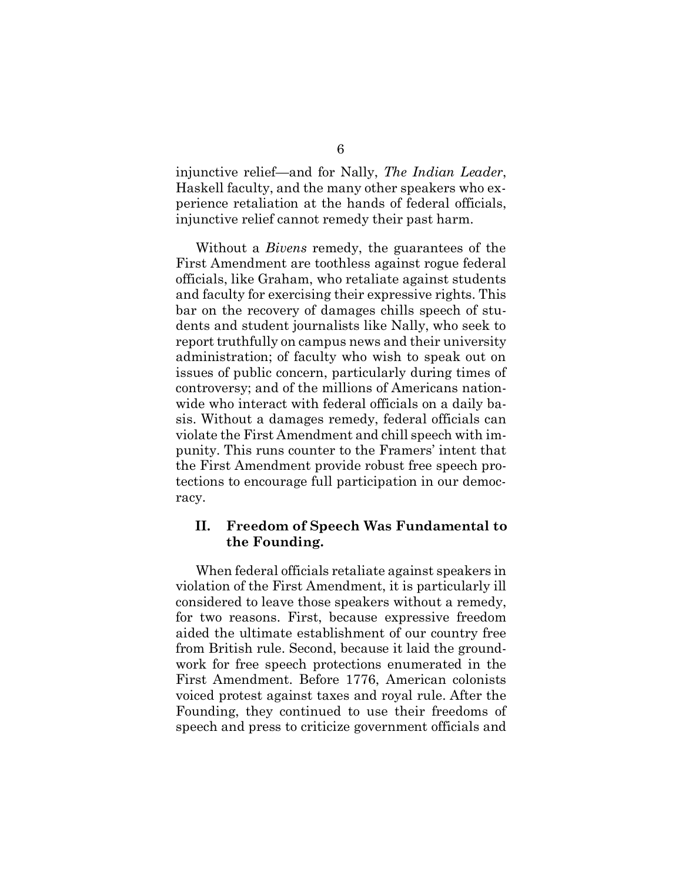injunctive relief—and for Nally, *The Indian Leader*, Haskell faculty, and the many other speakers who experience retaliation at the hands of federal officials, injunctive relief cannot remedy their past harm.

Without a *Bivens* remedy, the guarantees of the First Amendment are toothless against rogue federal officials, like Graham, who retaliate against students and faculty for exercising their expressive rights. This bar on the recovery of damages chills speech of students and student journalists like Nally, who seek to report truthfully on campus news and their university administration; of faculty who wish to speak out on issues of public concern, particularly during times of controversy; and of the millions of Americans nationwide who interact with federal officials on a daily basis. Without a damages remedy, federal officials can violate the First Amendment and chill speech with impunity. This runs counter to the Framers' intent that the First Amendment provide robust free speech protections to encourage full participation in our democracy.

## II. Freedom of Speech Was Fundamental to the Founding.

When federal officials retaliate against speakers in violation of the First Amendment, it is particularly ill considered to leave those speakers without a remedy, for two reasons. First, because expressive freedom aided the ultimate establishment of our country free from British rule. Second, because it laid the groundwork for free speech protections enumerated in the First Amendment. Before 1776, American colonists voiced protest against taxes and royal rule. After the Founding, they continued to use their freedoms of speech and press to criticize government officials and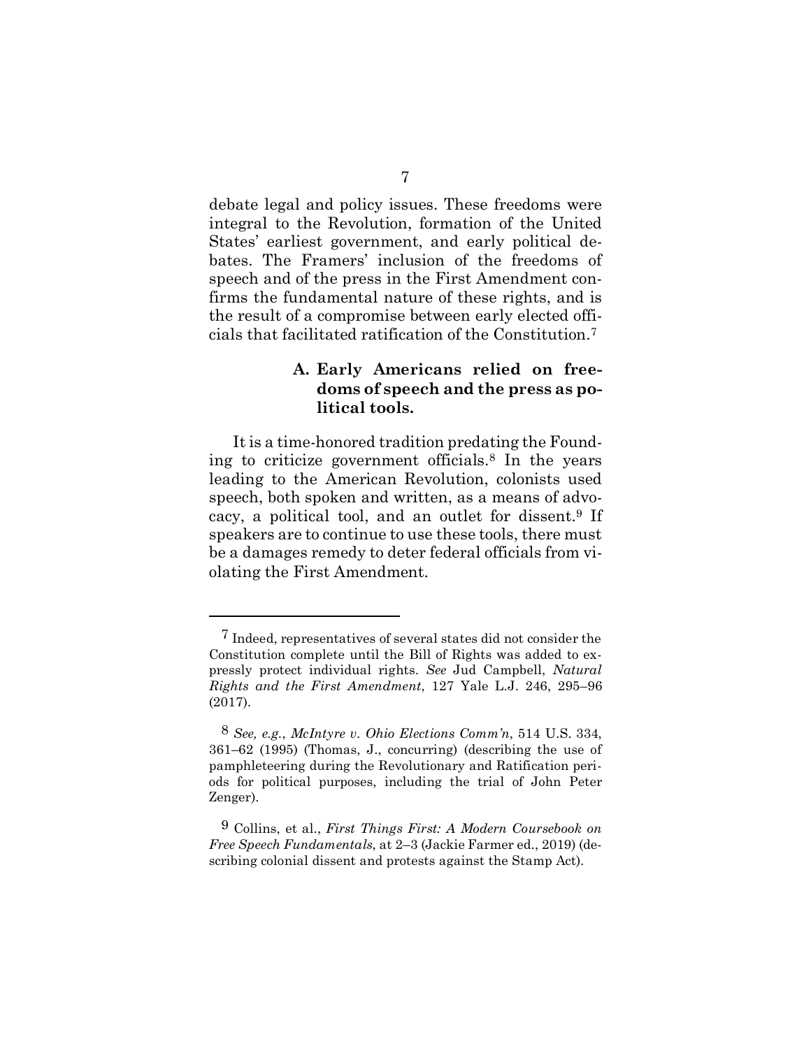debate legal and policy issues. These freedoms were integral to the Revolution, formation of the United States' earliest government, and early political debates. The Framers' inclusion of the freedoms of speech and of the press in the First Amendment confirms the fundamental nature of these rights, and is the result of a compromise between early elected officials that facilitated ratification of the Constitution.[7]

### A. Early Americans relied on freedoms of speech and the press as political tools.

It is a time-honored tradition predating the Founding to criticize government officials.[8] In the years leading to the American Revolution, colonists used speech, both spoken and written, as a means of advocacy, a political tool, and an outlet for dissent.[9] If speakers are to continue to use these tools, there must be a damages remedy to deter federal officials from violating the First Amendment.

---

[7] Indeed, representatives of several states did not consider the Constitution complete until the Bill of Rights was added to expressly protect individual rights. *See* Jud Campbell, *Natural Rights and the First Amendment*, 127 Yale L.J. 246, 295–96 (2017).

[8] *See, e.g.*, *McIntyre v. Ohio Elections Comm'n*, 514 U.S. 334, 361–62 (1995) (Thomas, J., concurring) (describing the use of pamphleteering during the Revolutionary and Ratification periods for political purposes, including the trial of John Peter Zenger).

[9] Collins, et al., *First Things First: A Modern Coursebook on Free Speech Fundamentals*, at 2–3 (Jackie Farmer ed., 2019) (describing colonial dissent and protests against the Stamp Act).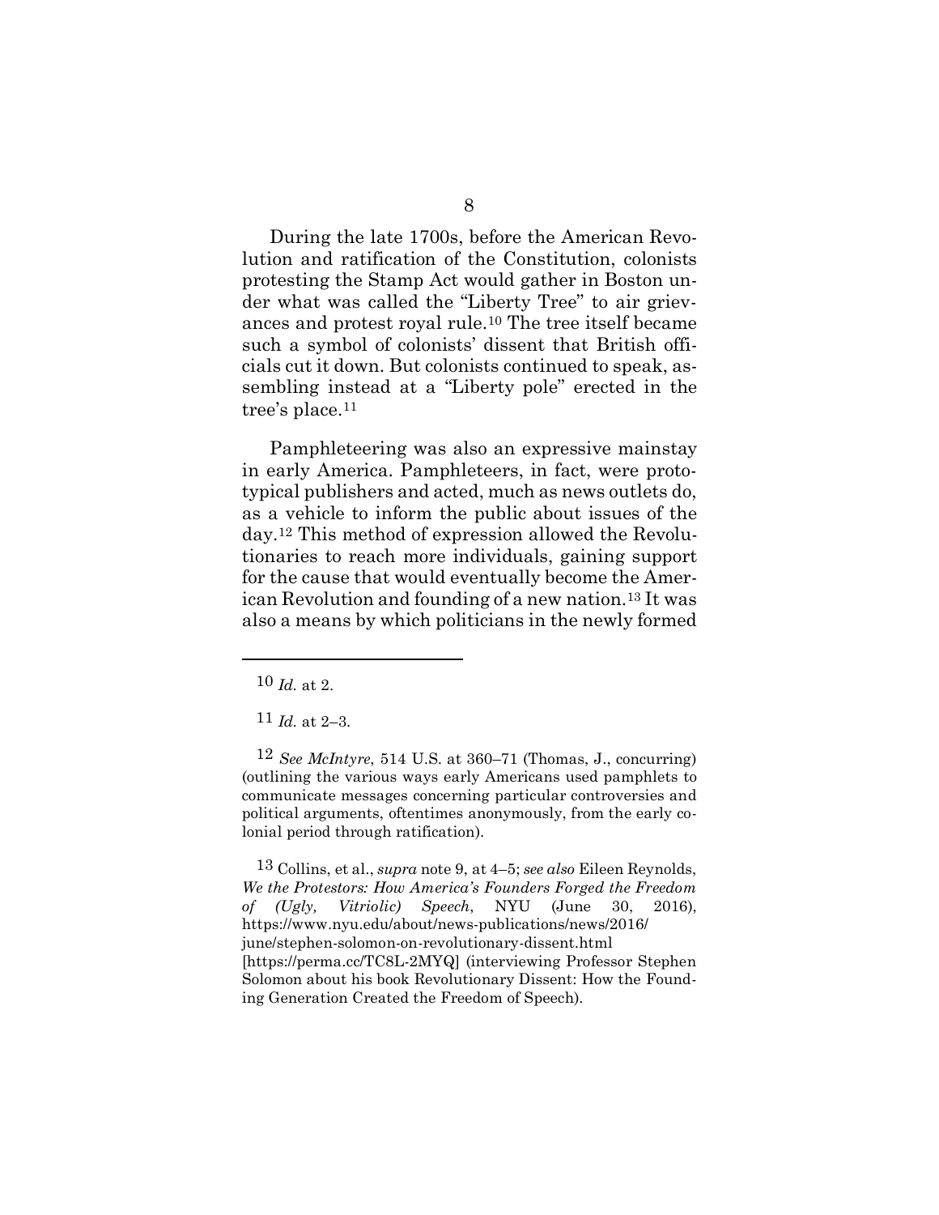During the late 1700s, before the American Revolution and ratification of the Constitution, colonists protesting the Stamp Act would gather in Boston under what was called the "Liberty Tree" to air grievances and protest royal rule.[10] The tree itself became such a symbol of colonists' dissent that British officials cut it down. But colonists continued to speak, assembling instead at a "Liberty pole" erected in the tree's place.[11]

Pamphleteering was also an expressive mainstay in early America. Pamphleteers, in fact, were prototypical publishers and acted, much as news outlets do, as a vehicle to inform the public about issues of the day.[12] This method of expression allowed the Revolutionaries to reach more individuals, gaining support for the cause that would eventually become the American Revolution and founding of a new nation.[13] It was also a means by which politicians in the newly formed

---

[10] *Id.* at 2.

[11] *Id.* at 2–3.

[12] *See McIntyre*, 514 U.S. at 360–71 (Thomas, J., concurring) (outlining the various ways early Americans used pamphlets to communicate messages concerning particular controversies and political arguments, oftentimes anonymously, from the early colonial period through ratification).

[13] Collins, et al., *supra* note 9, at 4–5; *see also* Eileen Reynolds, *We the Protestors: How America's Founders Forged the Freedom of (Ugly, Vitriolic) Speech*, NYU (June 30, 2016), https://www.nyu.edu/about/news-publications/news/2016/june/stephen-solomon-on-revolutionary-dissent.html [https://perma.cc/TC8L-2MYQ] (interviewing Professor Stephen Solomon about his book Revolutionary Dissent: How the Founding Generation Created the Freedom of Speech).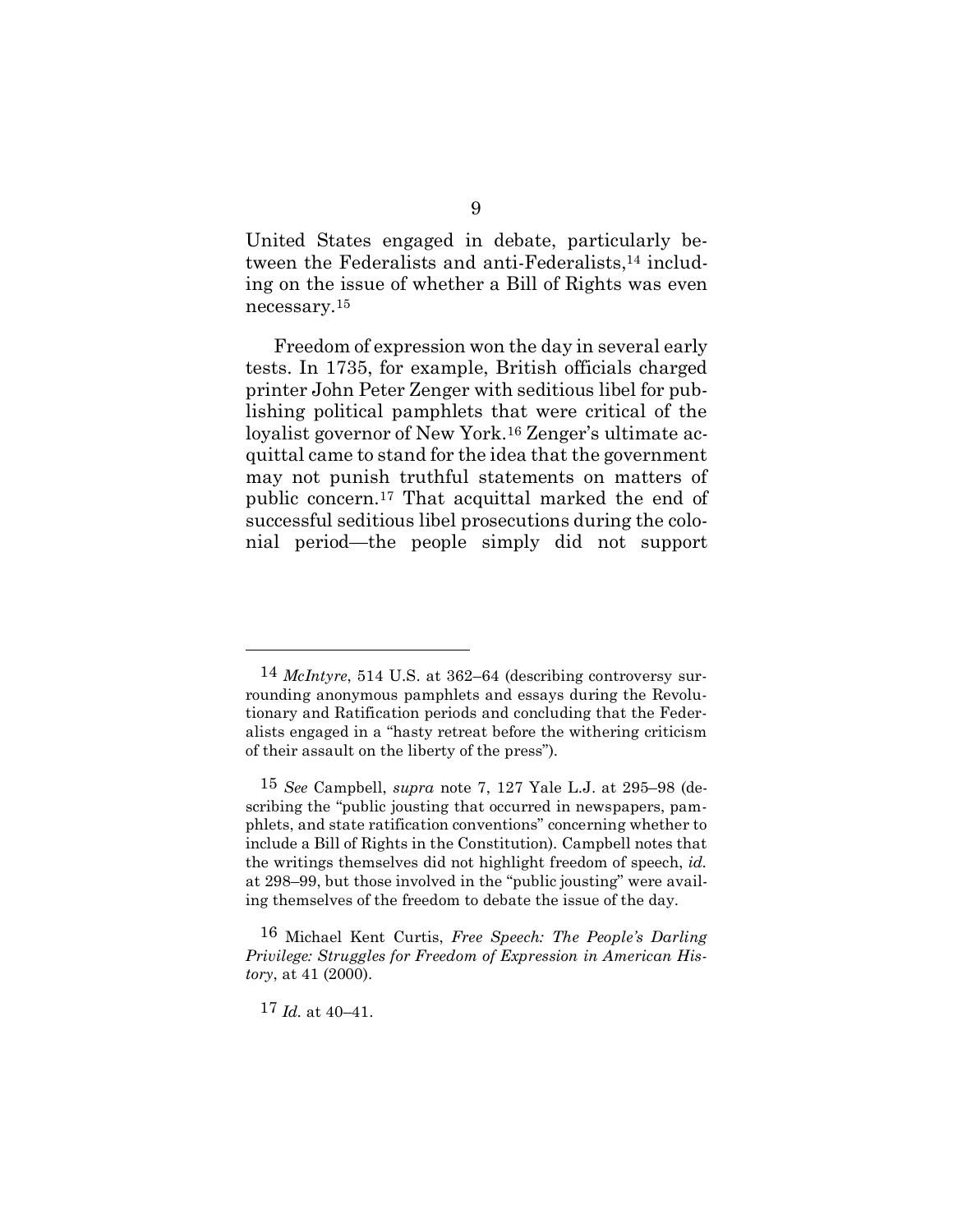United States engaged in debate, particularly between the Federalists and anti-Federalists,[14] including on the issue of whether a Bill of Rights was even necessary.[15]

Freedom of expression won the day in several early tests. In 1735, for example, British officials charged printer John Peter Zenger with seditious libel for publishing political pamphlets that were critical of the loyalist governor of New York.[16] Zenger's ultimate acquittal came to stand for the idea that the government may not punish truthful statements on matters of public concern.[17] That acquittal marked the end of successful seditious libel prosecutions during the colonial period—the people simply did not support

---

[14] *McIntyre*, 514 U.S. at 362–64 (describing controversy surrounding anonymous pamphlets and essays during the Revolutionary and Ratification periods and concluding that the Federalists engaged in a "hasty retreat before the withering criticism of their assault on the liberty of the press").

[15] *See* Campbell, *supra* note 7, 127 Yale L.J. at 295–98 (describing the "public jousting that occurred in newspapers, pamphlets, and state ratification conventions" concerning whether to include a Bill of Rights in the Constitution). Campbell notes that the writings themselves did not highlight freedom of speech, *id.* at 298–99, but those involved in the "public jousting" were availing themselves of the freedom to debate the issue of the day.

[16] Michael Kent Curtis, *Free Speech: The People's Darling Privilege: Struggles for Freedom of Expression in American History*, at 41 (2000).

[17] *Id.* at 40–41.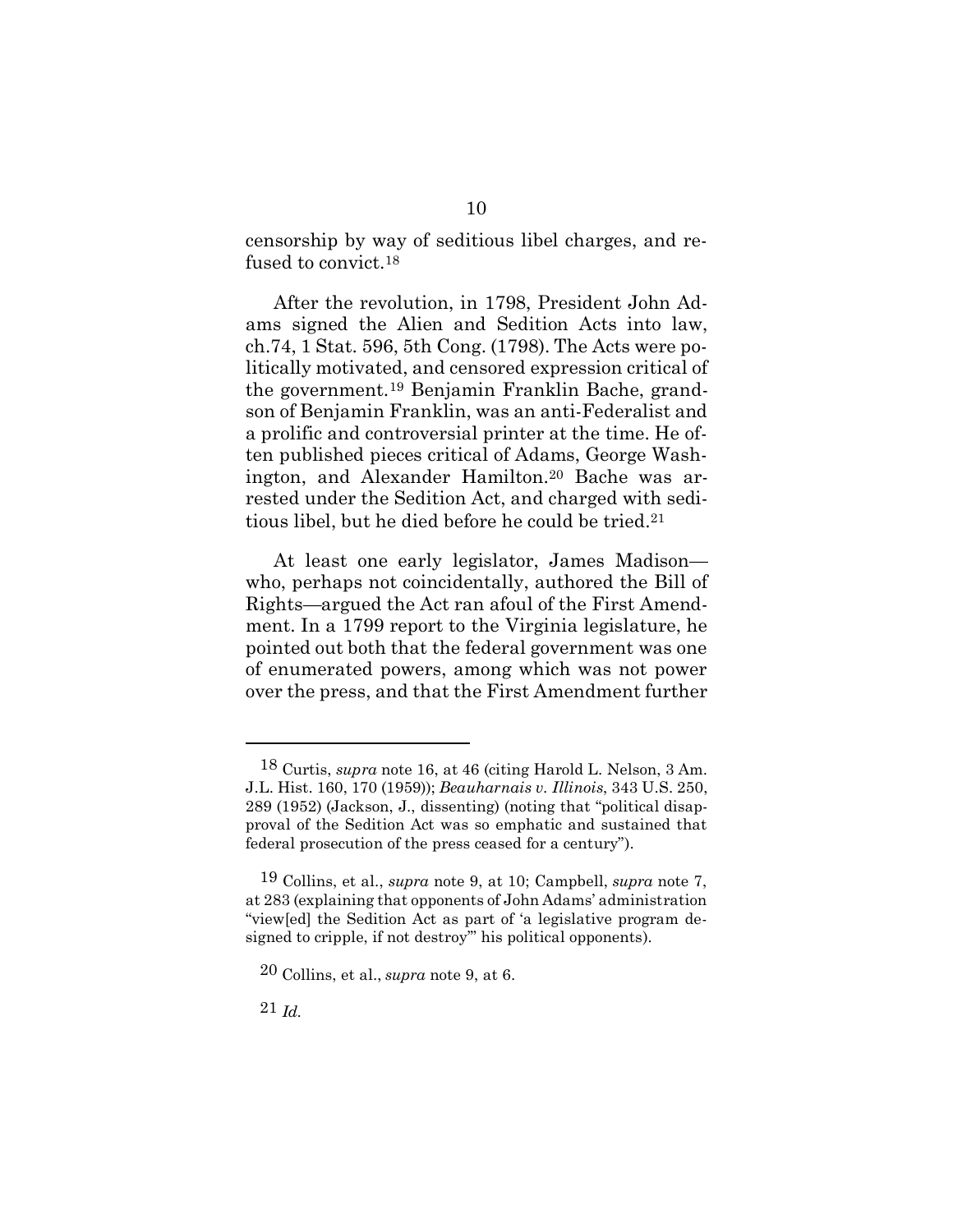censorship by way of seditious libel charges, and refused to convict.[18]

After the revolution, in 1798, President John Adams signed the Alien and Sedition Acts into law, ch.74, 1 Stat. 596, 5th Cong. (1798). The Acts were politically motivated, and censored expression critical of the government.[19] Benjamin Franklin Bache, grandson of Benjamin Franklin, was an anti-Federalist and a prolific and controversial printer at the time. He often published pieces critical of Adams, George Washington, and Alexander Hamilton.[20] Bache was arrested under the Sedition Act, and charged with seditious libel, but he died before he could be tried.[21]

At least one early legislator, James Madison—who, perhaps not coincidentally, authored the Bill of Rights—argued the Act ran afoul of the First Amendment. In a 1799 report to the Virginia legislature, he pointed out both that the federal government was one of enumerated powers, among which was not power over the press, and that the First Amendment further

---

[18] Curtis, *supra* note 16, at 46 (citing Harold L. Nelson, 3 Am. J.L. Hist. 160, 170 (1959)); *Beauharnais v. Illinois*, 343 U.S. 250, 289 (1952) (Jackson, J., dissenting) (noting that "political disapproval of the Sedition Act was so emphatic and sustained that federal prosecution of the press ceased for a century").

[19] Collins, et al., *supra* note 9, at 10; Campbell, *supra* note 7, at 283 (explaining that opponents of John Adams' administration "view[ed] the Sedition Act as part of 'a legislative program designed to cripple, if not destroy'" his political opponents).

[20] Collins, et al., *supra* note 9, at 6.

[21] *Id.*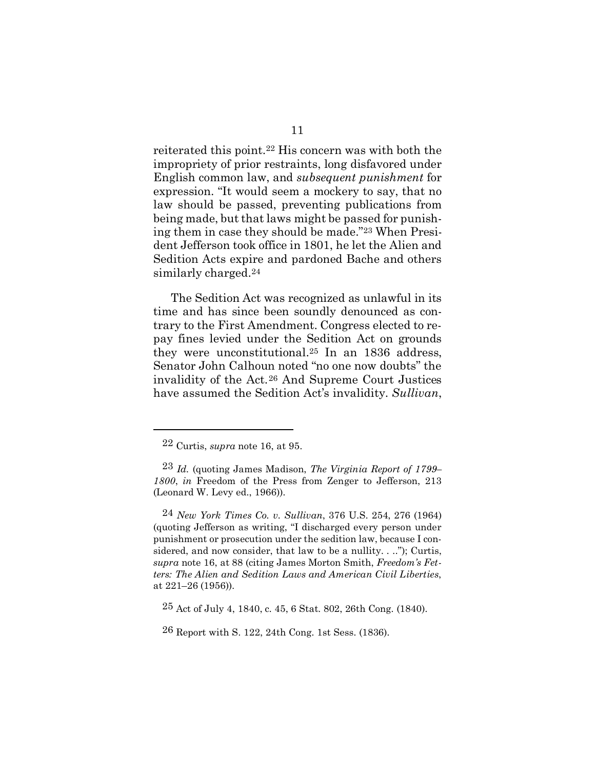reiterated this point.[22] His concern was with both the impropriety of prior restraints, long disfavored under English common law, and *subsequent punishment* for expression. "It would seem a mockery to say, that no law should be passed, preventing publications from being made, but that laws might be passed for punishing them in case they should be made."[23] When President Jefferson took office in 1801, he let the Alien and Sedition Acts expire and pardoned Bache and others similarly charged.[24]

The Sedition Act was recognized as unlawful in its time and has since been soundly denounced as contrary to the First Amendment. Congress elected to repay fines levied under the Sedition Act on grounds they were unconstitutional.[25] In an 1836 address, Senator John Calhoun noted "no one now doubts" the invalidity of the Act.[26] And Supreme Court Justices have assumed the Sedition Act's invalidity. *Sullivan*,

---

[22] Curtis, *supra* note 16, at 95.

[23] *Id.* (quoting James Madison, *The Virginia Report of 1799–1800*, *in* Freedom of the Press from Zenger to Jefferson, 213 (Leonard W. Levy ed., 1966)).

[24] *New York Times Co. v. Sullivan*, 376 U.S. 254, 276 (1964) (quoting Jefferson as writing, "I discharged every person under punishment or prosecution under the sedition law, because I considered, and now consider, that law to be a nullity. . .."); Curtis, *supra* note 16, at 88 (citing James Morton Smith, *Freedom's Fetters: The Alien and Sedition Laws and American Civil Liberties*, at 221–26 (1956)).

[25] Act of July 4, 1840, c. 45, 6 Stat. 802, 26th Cong. (1840).

[26] Report with S. 122, 24th Cong. 1st Sess. (1836).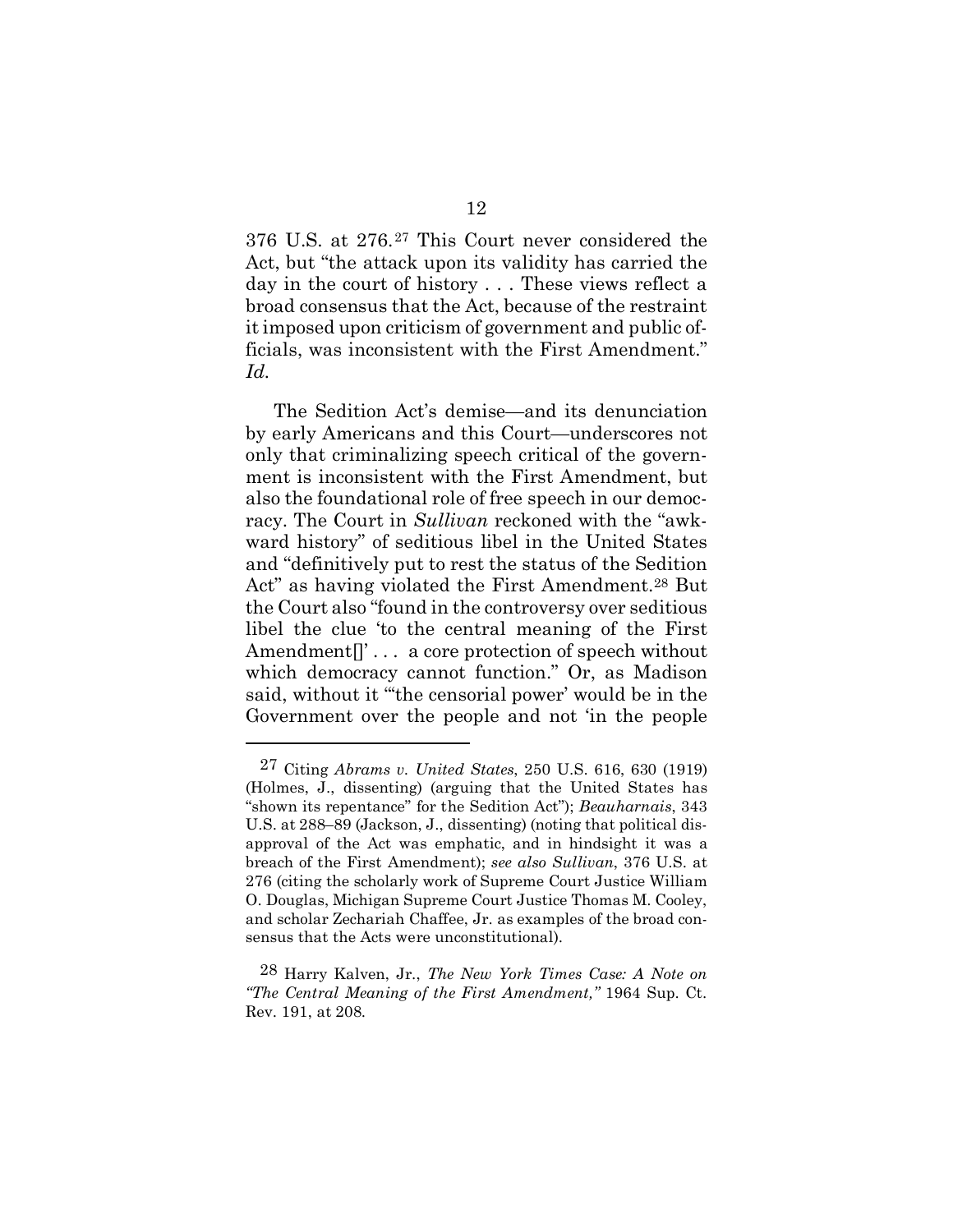376 U.S. at 276.[27] This Court never considered the Act, but "the attack upon its validity has carried the day in the court of history . . . These views reflect a broad consensus that the Act, because of the restraint it imposed upon criticism of government and public officials, was inconsistent with the First Amendment." *Id.*

The Sedition Act's demise—and its denunciation by early Americans and this Court—underscores not only that criminalizing speech critical of the government is inconsistent with the First Amendment, but also the foundational role of free speech in our democracy. The Court in *Sullivan* reckoned with the "awkward history" of seditious libel in the United States and "definitively put to rest the status of the Sedition Act" as having violated the First Amendment.[28] But the Court also "found in the controversy over seditious libel the clue 'to the central meaning of the First Amendment[]' . . . a core protection of speech without which democracy cannot function." Or, as Madison said, without it "'the censorial power' would be in the Government over the people and not 'in the people

---

[27] Citing *Abrams v. United States*, 250 U.S. 616, 630 (1919) (Holmes, J., dissenting) (arguing that the United States has "shown its repentance" for the Sedition Act"); *Beauharnais*, 343 U.S. at 288–89 (Jackson, J., dissenting) (noting that political disapproval of the Act was emphatic, and in hindsight it was a breach of the First Amendment); *see also Sullivan*, 376 U.S. at 276 (citing the scholarly work of Supreme Court Justice William O. Douglas, Michigan Supreme Court Justice Thomas M. Cooley, and scholar Zechariah Chaffee, Jr. as examples of the broad consensus that the Acts were unconstitutional).

[28] Harry Kalven, Jr., *The New York Times Case: A Note on "The Central Meaning of the First Amendment,"* 1964 Sup. Ct. Rev. 191, at 208.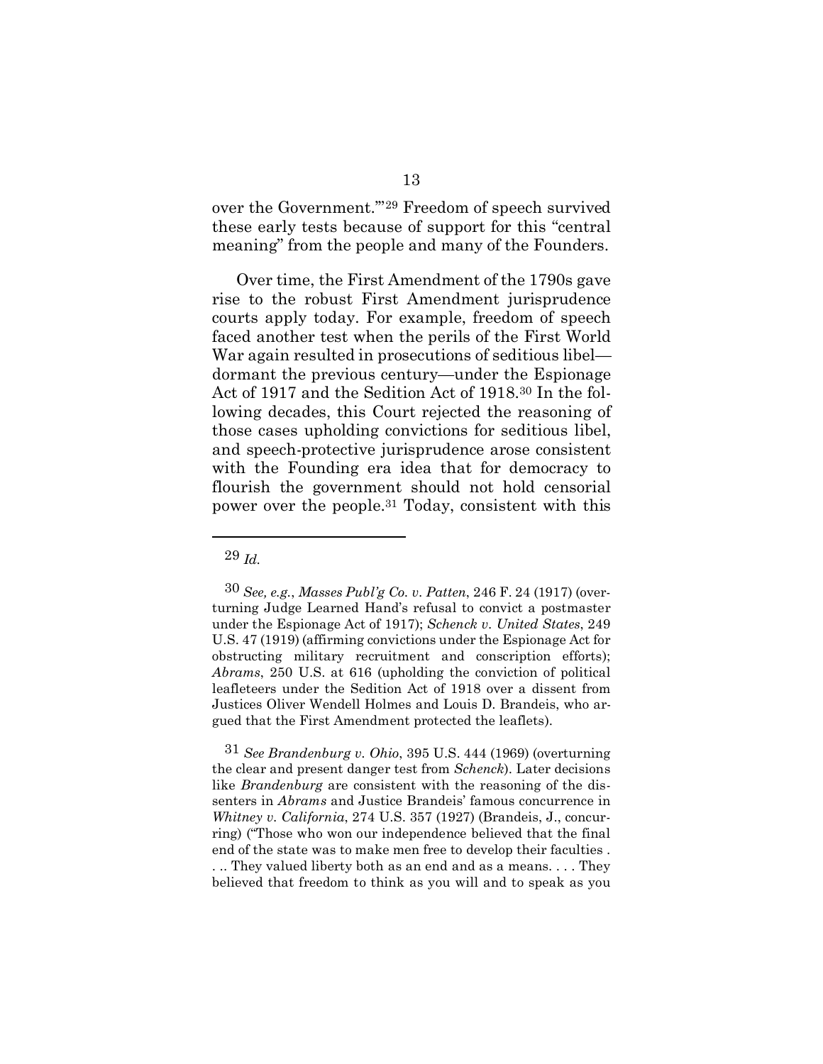over the Government.'"[29] Freedom of speech survived these early tests because of support for this "central meaning" from the people and many of the Founders.

Over time, the First Amendment of the 1790s gave rise to the robust First Amendment jurisprudence courts apply today. For example, freedom of speech faced another test when the perils of the First World War again resulted in prosecutions of seditious libel—dormant the previous century—under the Espionage Act of 1917 and the Sedition Act of 1918.[30] In the following decades, this Court rejected the reasoning of those cases upholding convictions for seditious libel, and speech-protective jurisprudence arose consistent with the Founding era idea that for democracy to flourish the government should not hold censorial power over the people.[31] Today, consistent with this

---

[29] *Id.*

[30] *See, e.g.*, *Masses Publ'g Co. v. Patten*, 246 F. 24 (1917) (overturning Judge Learned Hand's refusal to convict a postmaster under the Espionage Act of 1917); *Schenck v. United States*, 249 U.S. 47 (1919) (affirming convictions under the Espionage Act for obstructing military recruitment and conscription efforts); *Abrams*, 250 U.S. at 616 (upholding the conviction of political leafleteers under the Sedition Act of 1918 over a dissent from Justices Oliver Wendell Holmes and Louis D. Brandeis, who argued that the First Amendment protected the leaflets).

[31] *See Brandenburg v. Ohio*, 395 U.S. 444 (1969) (overturning the clear and present danger test from *Schenck*). Later decisions like *Brandenburg* are consistent with the reasoning of the dissenters in *Abrams* and Justice Brandeis' famous concurrence in *Whitney v. California*, 274 U.S. 357 (1927) (Brandeis, J., concurring) ("Those who won our independence believed that the final end of the state was to make men free to develop their faculties . . .. They valued liberty both as an end and as a means. . . . They believed that freedom to think as you will and to speak as you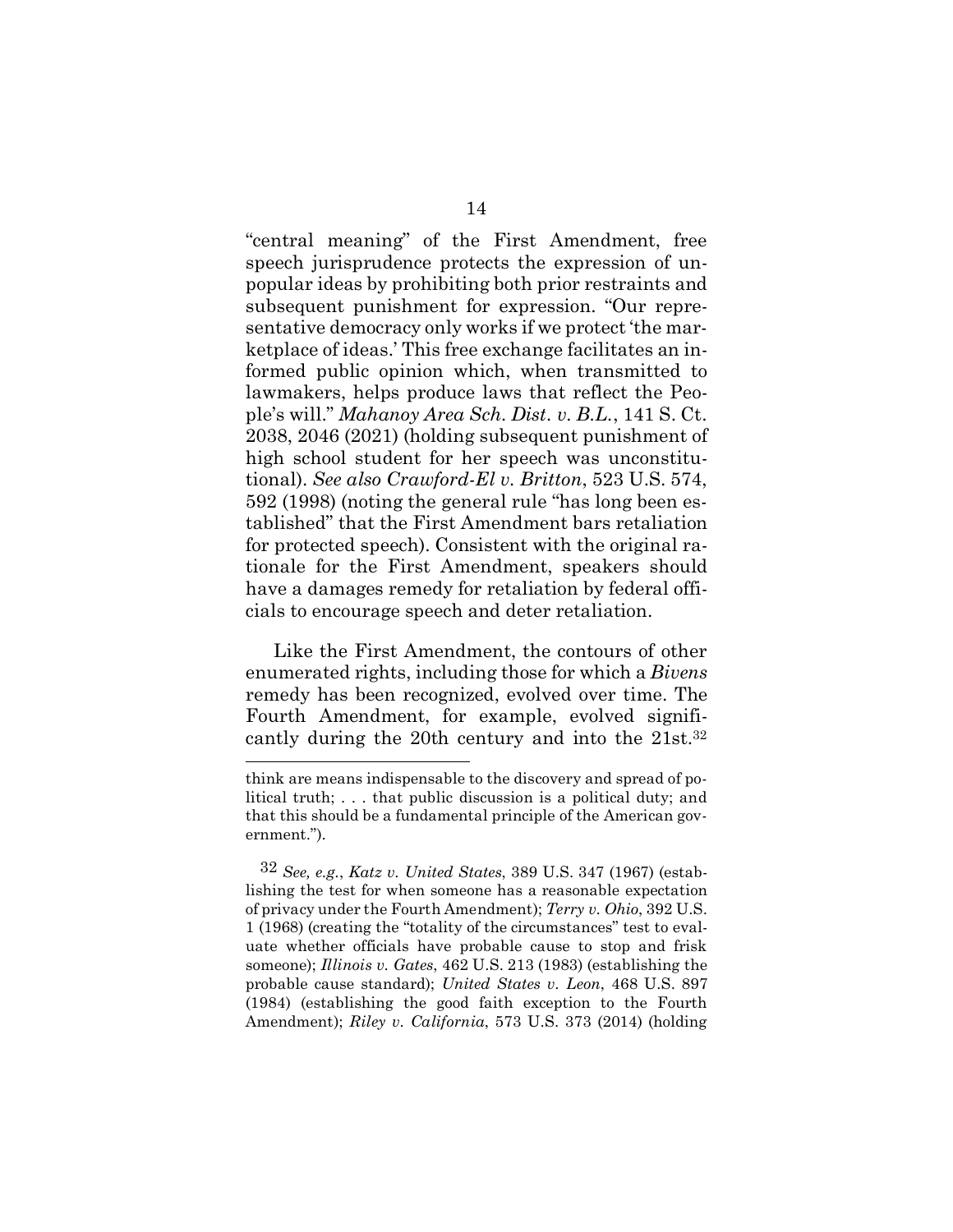"central meaning" of the First Amendment, free speech jurisprudence protects the expression of unpopular ideas by prohibiting both prior restraints and subsequent punishment for expression. "Our representative democracy only works if we protect 'the marketplace of ideas.' This free exchange facilitates an informed public opinion which, when transmitted to lawmakers, helps produce laws that reflect the People's will." *Mahanoy Area Sch. Dist. v. B.L.*, 141 S. Ct. 2038, 2046 (2021) (holding subsequent punishment of high school student for her speech was unconstitutional). *See also Crawford-El v. Britton*, 523 U.S. 574, 592 (1998) (noting the general rule "has long been established" that the First Amendment bars retaliation for protected speech). Consistent with the original rationale for the First Amendment, speakers should have a damages remedy for retaliation by federal officials to encourage speech and deter retaliation.

Like the First Amendment, the contours of other enumerated rights, including those for which a *Bivens* remedy has been recognized, evolved over time. The Fourth Amendment, for example, evolved significantly during the 20th century and into the 21st.[32]

---

think are means indispensable to the discovery and spread of political truth; . . . that public discussion is a political duty; and that this should be a fundamental principle of the American government.").

[32] *See, e.g.*, *Katz v. United States*, 389 U.S. 347 (1967) (establishing the test for when someone has a reasonable expectation of privacy under the Fourth Amendment); *Terry v. Ohio*, 392 U.S. 1 (1968) (creating the "totality of the circumstances" test to evaluate whether officials have probable cause to stop and frisk someone); *Illinois v. Gates*, 462 U.S. 213 (1983) (establishing the probable cause standard); *United States v. Leon*, 468 U.S. 897 (1984) (establishing the good faith exception to the Fourth Amendment); *Riley v. California*, 573 U.S. 373 (2014) (holding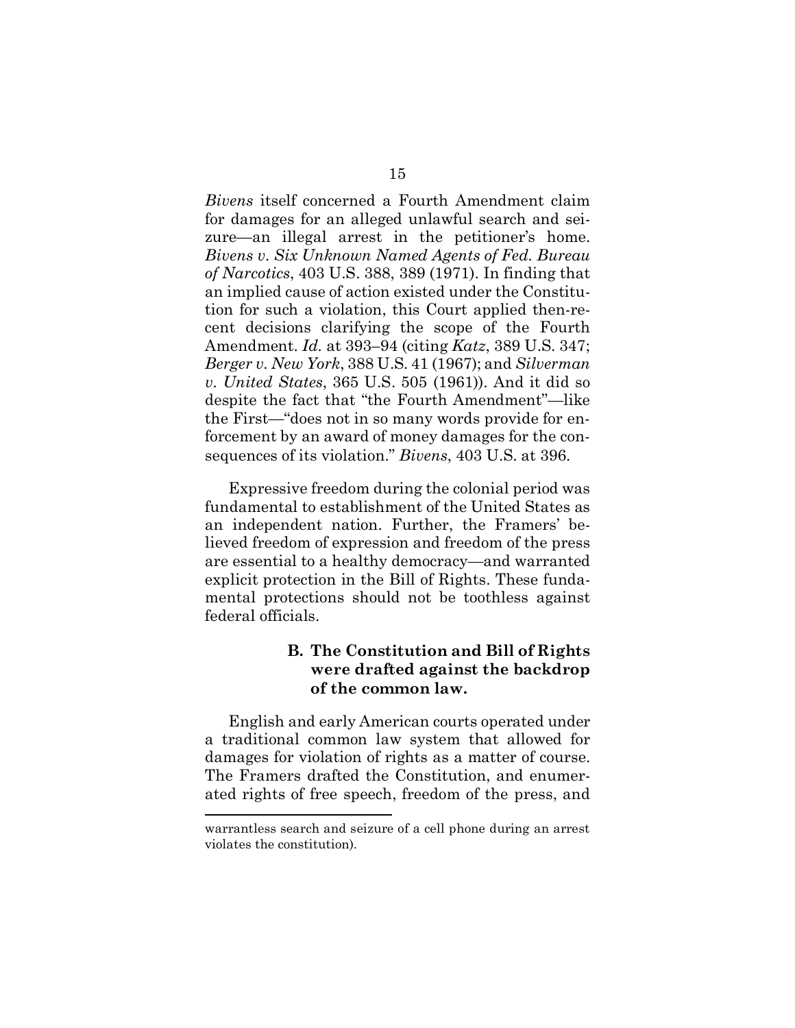*Bivens* itself concerned a Fourth Amendment claim for damages for an alleged unlawful search and seizure—an illegal arrest in the petitioner's home. *Bivens v. Six Unknown Named Agents of Fed. Bureau of Narcotics*, 403 U.S. 388, 389 (1971). In finding that an implied cause of action existed under the Constitution for such a violation, this Court applied then-recent decisions clarifying the scope of the Fourth Amendment. *Id.* at 393–94 (citing *Katz*, 389 U.S. 347; *Berger v. New York*, 388 U.S. 41 (1967); and *Silverman v. United States*, 365 U.S. 505 (1961)). And it did so despite the fact that "the Fourth Amendment"—like the First—"does not in so many words provide for enforcement by an award of money damages for the consequences of its violation." *Bivens*, 403 U.S. at 396.

Expressive freedom during the colonial period was fundamental to establishment of the United States as an independent nation. Further, the Framers' believed freedom of expression and freedom of the press are essential to a healthy democracy—and warranted explicit protection in the Bill of Rights. These fundamental protections should not be toothless against federal officials.

### B. The Constitution and Bill of Rights were drafted against the backdrop of the common law.

English and early American courts operated under a traditional common law system that allowed for damages for violation of rights as a matter of course. The Framers drafted the Constitution, and enumerated rights of free speech, freedom of the press, and

---

warrantless search and seizure of a cell phone during an arrest violates the constitution).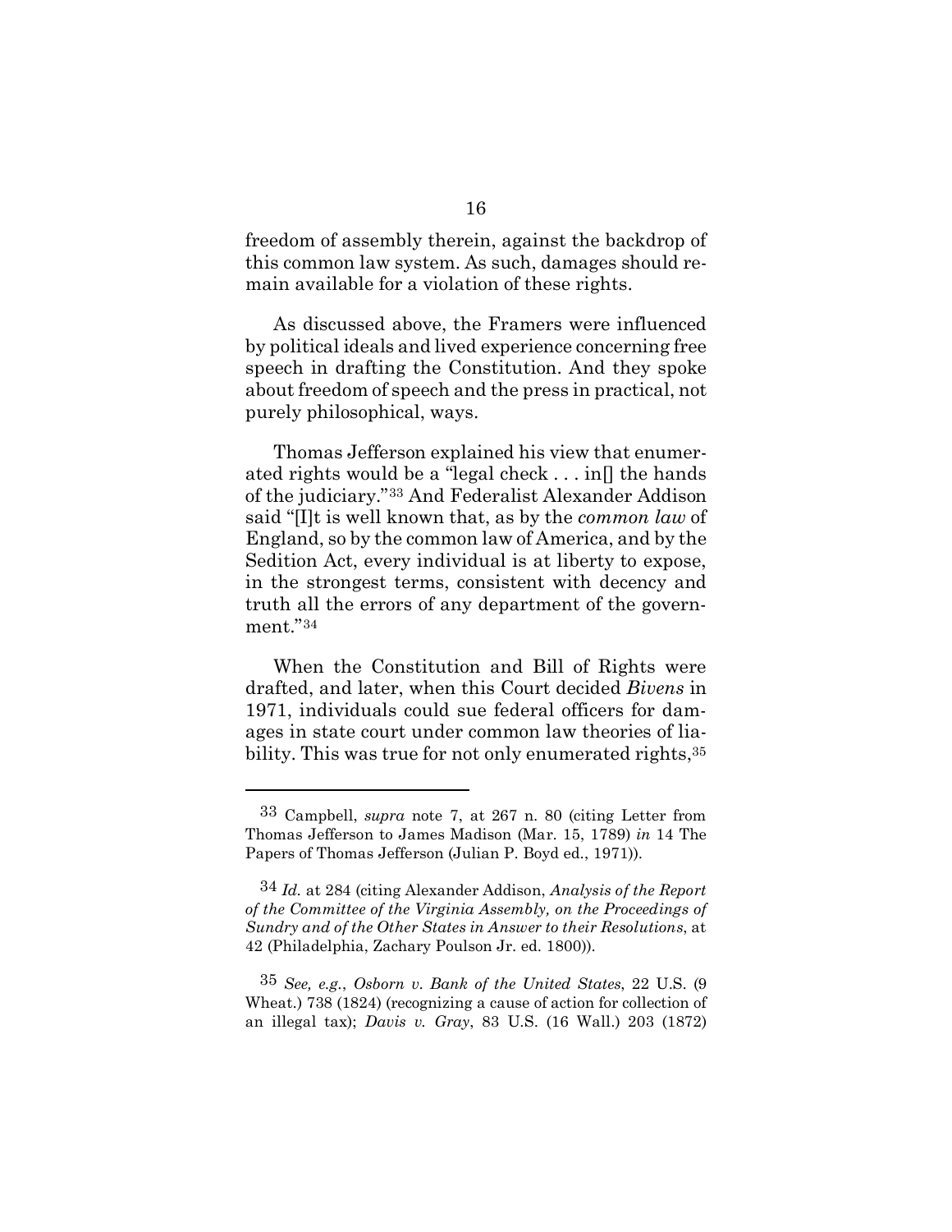freedom of assembly therein, against the backdrop of this common law system. As such, damages should remain available for a violation of these rights.

As discussed above, the Framers were influenced by political ideals and lived experience concerning free speech in drafting the Constitution. And they spoke about freedom of speech and the press in practical, not purely philosophical, ways.

Thomas Jefferson explained his view that enumerated rights would be a "legal check . . . in[] the hands of the judiciary."[33] And Federalist Alexander Addison said "[I]t is well known that, as by the *common law* of England, so by the common law of America, and by the Sedition Act, every individual is at liberty to expose, in the strongest terms, consistent with decency and truth all the errors of any department of the government."[34]

When the Constitution and Bill of Rights were drafted, and later, when this Court decided *Bivens* in 1971, individuals could sue federal officers for damages in state court under common law theories of liability. This was true for not only enumerated rights,[35]

---

[33] Campbell, *supra* note 7, at 267 n. 80 (citing Letter from Thomas Jefferson to James Madison (Mar. 15, 1789) *in* 14 The Papers of Thomas Jefferson (Julian P. Boyd ed., 1971)).

[34] *Id.* at 284 (citing Alexander Addison, *Analysis of the Report of the Committee of the Virginia Assembly, on the Proceedings of Sundry and of the Other States in Answer to their Resolutions*, at 42 (Philadelphia, Zachary Poulson Jr. ed. 1800)).

[35] *See, e.g.*, *Osborn v. Bank of the United States*, 22 U.S. (9 Wheat.) 738 (1824) (recognizing a cause of action for collection of an illegal tax); *Davis v. Gray*, 83 U.S. (16 Wall.) 203 (1872)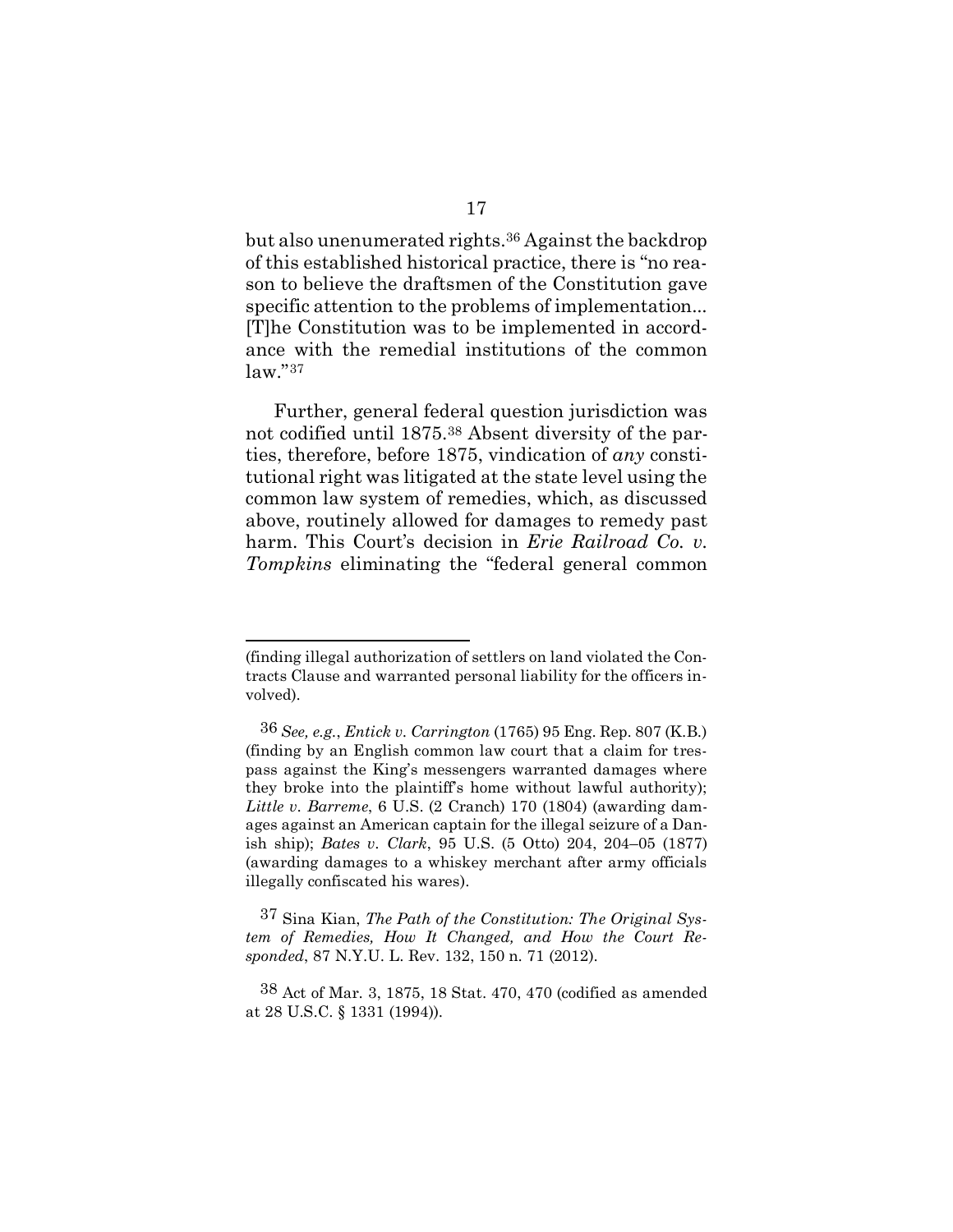but also unenumerated rights.[36] Against the backdrop of this established historical practice, there is "no reason to believe the draftsmen of the Constitution gave specific attention to the problems of implementation... [T]he Constitution was to be implemented in accordance with the remedial institutions of the common law."[37]

Further, general federal question jurisdiction was not codified until 1875.[38] Absent diversity of the parties, therefore, before 1875, vindication of *any* constitutional right was litigated at the state level using the common law system of remedies, which, as discussed above, routinely allowed for damages to remedy past harm. This Court's decision in *Erie Railroad Co. v. Tompkins* eliminating the "federal general common

---

(finding illegal authorization of settlers on land violated the Contracts Clause and warranted personal liability for the officers involved).

[36] *See, e.g.*, *Entick v. Carrington* (1765) 95 Eng. Rep. 807 (K.B.) (finding by an English common law court that a claim for trespass against the King's messengers warranted damages where they broke into the plaintiff's home without lawful authority); *Little v. Barreme*, 6 U.S. (2 Cranch) 170 (1804) (awarding damages against an American captain for the illegal seizure of a Danish ship); *Bates v. Clark*, 95 U.S. (5 Otto) 204, 204–05 (1877) (awarding damages to a whiskey merchant after army officials illegally confiscated his wares).

[37] Sina Kian, *The Path of the Constitution: The Original System of Remedies, How It Changed, and How the Court Responded*, 87 N.Y.U. L. Rev. 132, 150 n. 71 (2012).

[38] Act of Mar. 3, 1875, 18 Stat. 470, 470 (codified as amended at 28 U.S.C. § 1331 (1994)).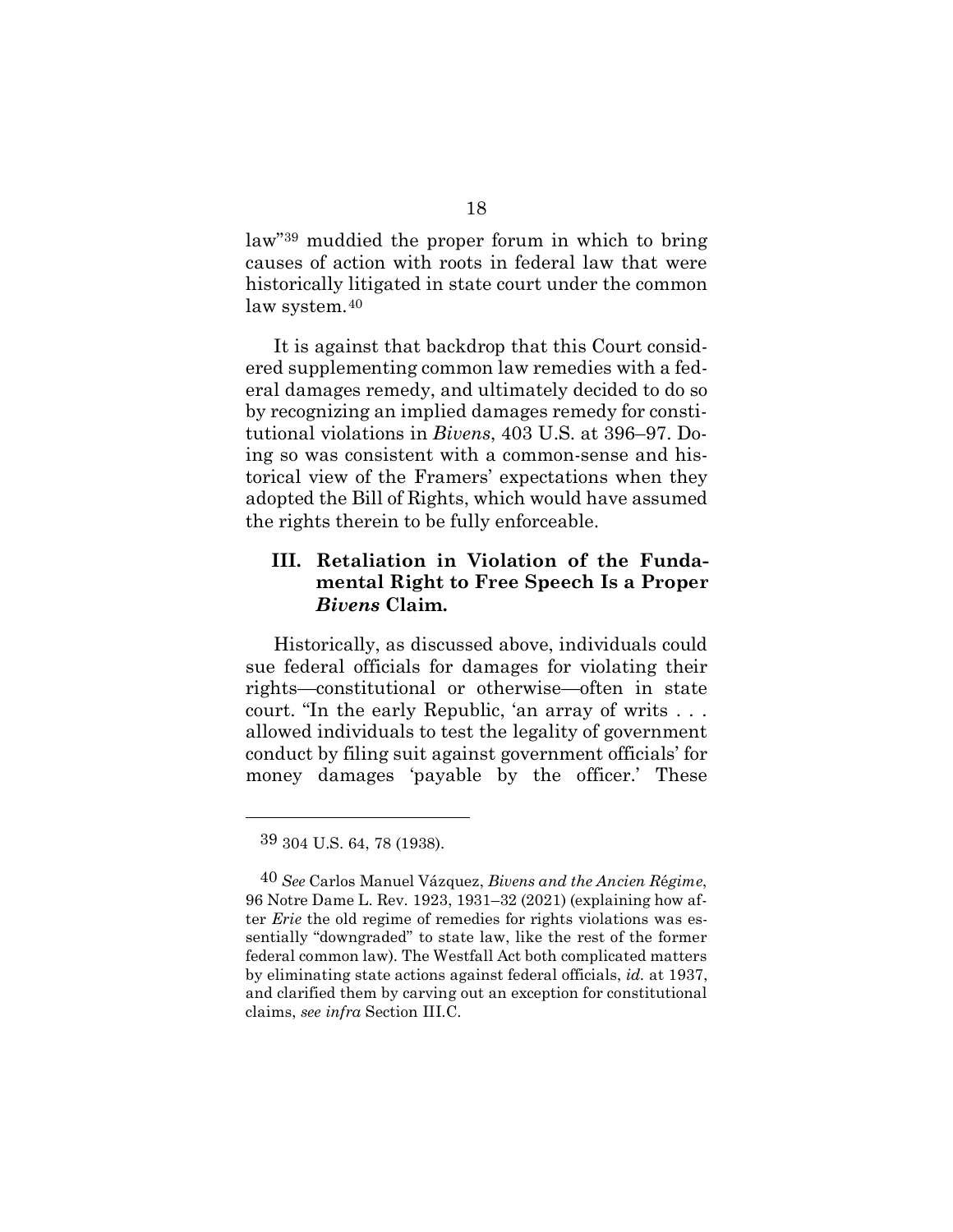law"[39] muddied the proper forum in which to bring causes of action with roots in federal law that were historically litigated in state court under the common law system.[40]

It is against that backdrop that this Court considered supplementing common law remedies with a federal damages remedy, and ultimately decided to do so by recognizing an implied damages remedy for constitutional violations in *Bivens*, 403 U.S. at 396–97. Doing so was consistent with a common-sense and historical view of the Framers' expectations when they adopted the Bill of Rights, which would have assumed the rights therein to be fully enforceable.

### III. Retaliation in Violation of the Fundamental Right to Free Speech Is a Proper *Bivens* Claim.

Historically, as discussed above, individuals could sue federal officials for damages for violating their rights—constitutional or otherwise—often in state court. "In the early Republic, 'an array of writs . . . allowed individuals to test the legality of government conduct by filing suit against government officials' for money damages 'payable by the officer.' These

---

[39] 304 U.S. 64, 78 (1938).

[40] *See* Carlos Manuel Vázquez, *Bivens and the Ancien Régime*, 96 Notre Dame L. Rev. 1923, 1931–32 (2021) (explaining how after *Erie* the old regime of remedies for rights violations was essentially "downgraded" to state law, like the rest of the former federal common law). The Westfall Act both complicated matters by eliminating state actions against federal officials, *id.* at 1937, and clarified them by carving out an exception for constitutional claims, *see infra* Section III.C.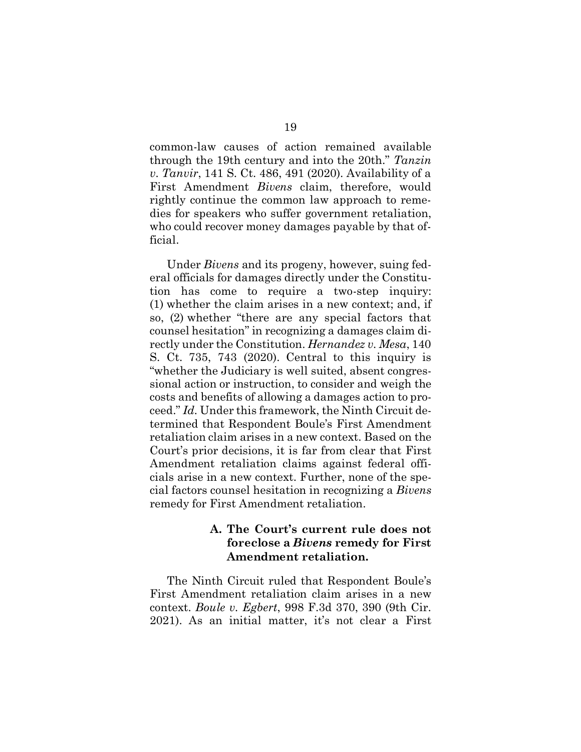common-law causes of action remained available through the 19th century and into the 20th." *Tanzin v. Tanvir*, 141 S. Ct. 486, 491 (2020). Availability of a First Amendment *Bivens* claim, therefore, would rightly continue the common law approach to remedies for speakers who suffer government retaliation, who could recover money damages payable by that official.

Under *Bivens* and its progeny, however, suing federal officials for damages directly under the Constitution has come to require a two-step inquiry: (1) whether the claim arises in a new context; and, if so, (2) whether "there are any special factors that counsel hesitation" in recognizing a damages claim directly under the Constitution. *Hernandez v. Mesa*, 140 S. Ct. 735, 743 (2020). Central to this inquiry is "whether the Judiciary is well suited, absent congressional action or instruction, to consider and weigh the costs and benefits of allowing a damages action to proceed." *Id.* Under this framework, the Ninth Circuit determined that Respondent Boule's First Amendment retaliation claim arises in a new context. Based on the Court's prior decisions, it is far from clear that First Amendment retaliation claims against federal officials arise in a new context. Further, none of the special factors counsel hesitation in recognizing a *Bivens* remedy for First Amendment retaliation.

### A. The Court's current rule does not foreclose a *Bivens* remedy for First Amendment retaliation.

The Ninth Circuit ruled that Respondent Boule's First Amendment retaliation claim arises in a new context. *Boule v. Egbert*, 998 F.3d 370, 390 (9th Cir. 2021). As an initial matter, it's not clear a First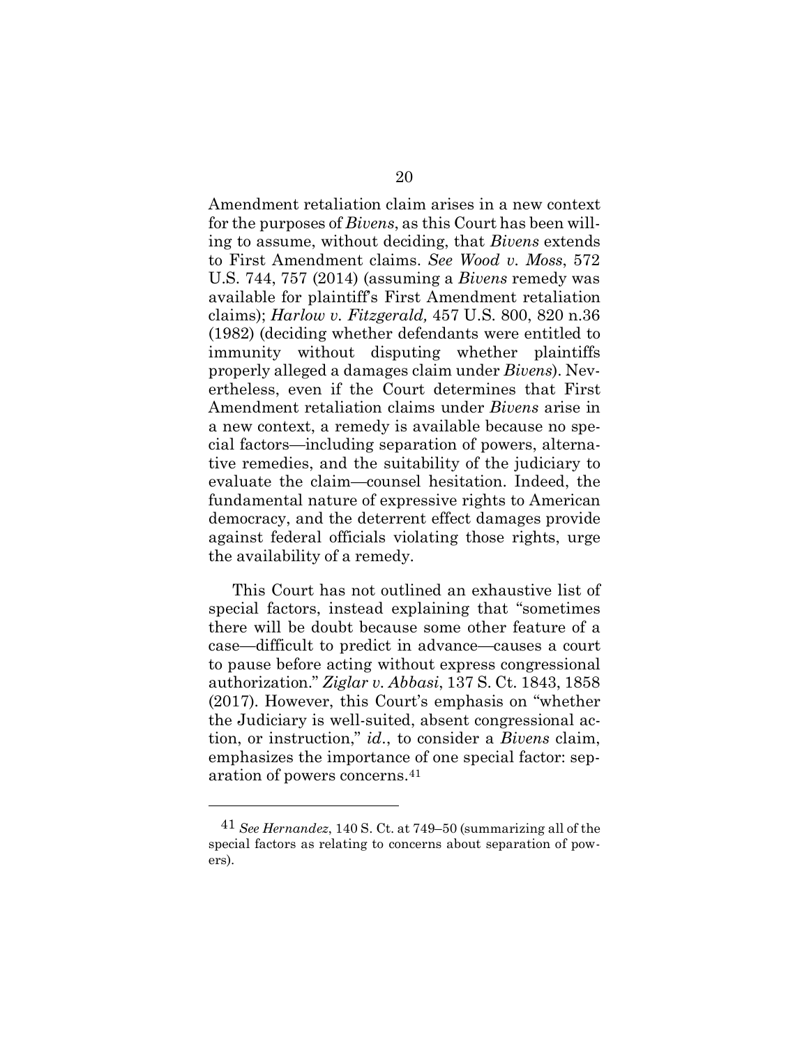Amendment retaliation claim arises in a new context for the purposes of *Bivens*, as this Court has been willing to assume, without deciding, that *Bivens* extends to First Amendment claims. *See Wood v. Moss*, 572 U.S. 744, 757 (2014) (assuming a *Bivens* remedy was available for plaintiff's First Amendment retaliation claims); *Harlow v. Fitzgerald,* 457 U.S. 800, 820 n.36 (1982) (deciding whether defendants were entitled to immunity without disputing whether plaintiffs properly alleged a damages claim under *Bivens*). Nevertheless, even if the Court determines that First Amendment retaliation claims under *Bivens* arise in a new context, a remedy is available because no special factors—including separation of powers, alternative remedies, and the suitability of the judiciary to evaluate the claim—counsel hesitation. Indeed, the fundamental nature of expressive rights to American democracy, and the deterrent effect damages provide against federal officials violating those rights, urge the availability of a remedy.

This Court has not outlined an exhaustive list of special factors, instead explaining that "sometimes there will be doubt because some other feature of a case—difficult to predict in advance—causes a court to pause before acting without express congressional authorization." *Ziglar v. Abbasi*, 137 S. Ct. 1843, 1858 (2017). However, this Court's emphasis on "whether the Judiciary is well-suited, absent congressional action, or instruction," *id.*, to consider a *Bivens* claim, emphasizes the importance of one special factor: separation of powers concerns.[41]

---

[41] *See Hernandez*, 140 S. Ct. at 749–50 (summarizing all of the special factors as relating to concerns about separation of powers).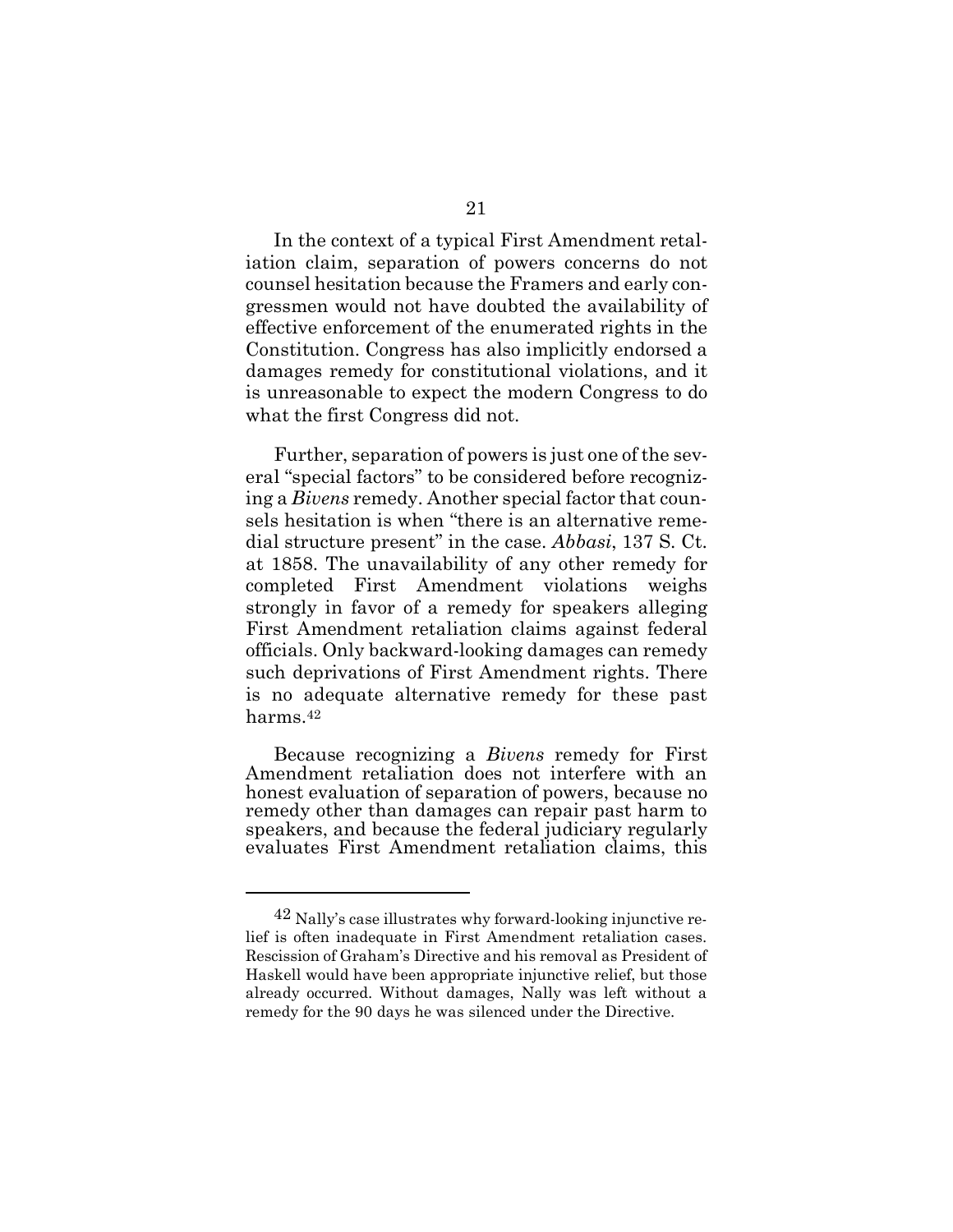In the context of a typical First Amendment retaliation claim, separation of powers concerns do not counsel hesitation because the Framers and early congressmen would not have doubted the availability of effective enforcement of the enumerated rights in the Constitution. Congress has also implicitly endorsed a damages remedy for constitutional violations, and it is unreasonable to expect the modern Congress to do what the first Congress did not.

Further, separation of powers is just one of the several "special factors" to be considered before recognizing a *Bivens* remedy. Another special factor that counsels hesitation is when "there is an alternative remedial structure present" in the case. *Abbasi*, 137 S. Ct. at 1858. The unavailability of any other remedy for completed First Amendment violations weighs strongly in favor of a remedy for speakers alleging First Amendment retaliation claims against federal officials. Only backward-looking damages can remedy such deprivations of First Amendment rights. There is no adequate alternative remedy for these past harms.[42]

Because recognizing a *Bivens* remedy for First Amendment retaliation does not interfere with an honest evaluation of separation of powers, because no remedy other than damages can repair past harm to speakers, and because the federal judiciary regularly evaluates First Amendment retaliation claims, this

---

[42] Nally's case illustrates why forward-looking injunctive relief is often inadequate in First Amendment retaliation cases. Rescission of Graham's Directive and his removal as President of Haskell would have been appropriate injunctive relief, but those already occurred. Without damages, Nally was left without a remedy for the 90 days he was silenced under the Directive.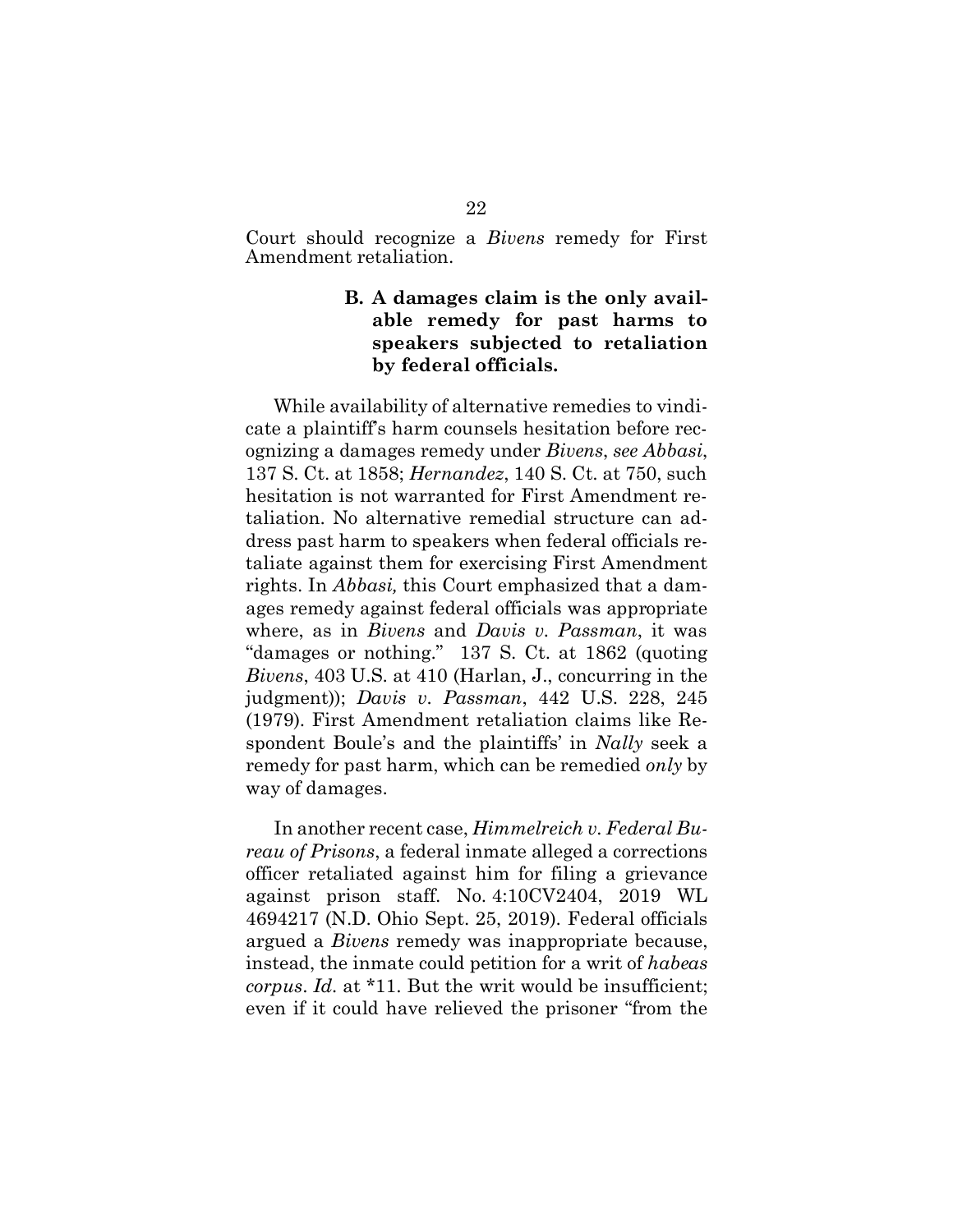Court should recognize a *Bivens* remedy for First Amendment retaliation.

### B. A damages claim is the only available remedy for past harms to speakers subjected to retaliation by federal officials.

While availability of alternative remedies to vindicate a plaintiff's harm counsels hesitation before recognizing a damages remedy under *Bivens*, *see Abbasi*, 137 S. Ct. at 1858; *Hernandez*, 140 S. Ct. at 750, such hesitation is not warranted for First Amendment retaliation. No alternative remedial structure can address past harm to speakers when federal officials retaliate against them for exercising First Amendment rights. In *Abbasi,* this Court emphasized that a damages remedy against federal officials was appropriate where, as in *Bivens* and *Davis v. Passman*, it was "damages or nothing." 137 S. Ct. at 1862 (quoting *Bivens*, 403 U.S. at 410 (Harlan, J., concurring in the judgment)); *Davis v. Passman*, 442 U.S. 228, 245 (1979). First Amendment retaliation claims like Respondent Boule's and the plaintiffs' in *Nally* seek a remedy for past harm, which can be remedied *only* by way of damages.

In another recent case, *Himmelreich v. Federal Bureau of Prisons*, a federal inmate alleged a corrections officer retaliated against him for filing a grievance against prison staff. No. 4:10CV2404, 2019 WL 4694217 (N.D. Ohio Sept. 25, 2019). Federal officials argued a *Bivens* remedy was inappropriate because, instead, the inmate could petition for a writ of *habeas corpus*. *Id.* at *11. But the writ would be insufficient; even if it could have relieved the prisoner "from the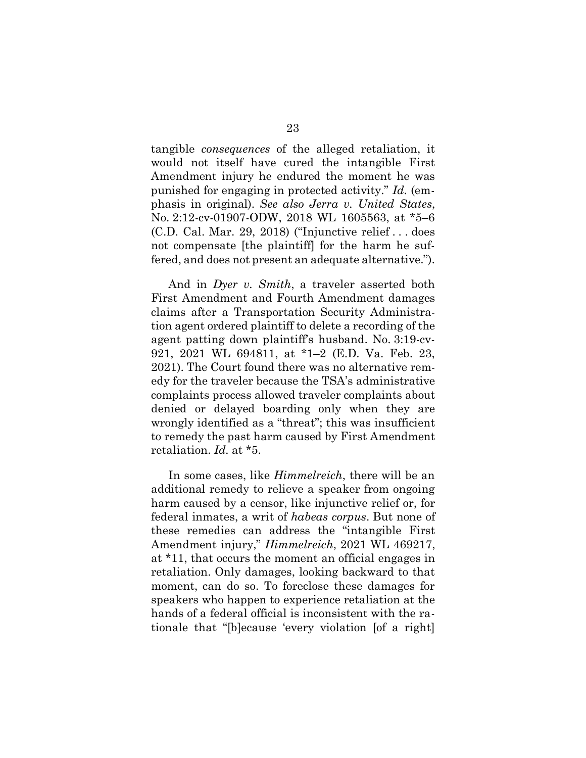tangible *consequences* of the alleged retaliation, it would not itself have cured the intangible First Amendment injury he endured the moment he was punished for engaging in protected activity." *Id*. (emphasis in original). *See also Jerra v. United States*, No. 2:12-cv-01907-ODW, 2018 WL 1605563, at *5–6 (C.D. Cal. Mar. 29, 2018) ("Injunctive relief . . . does not compensate [the plaintiff] for the harm he suffered, and does not present an adequate alternative.").

And in *Dyer v. Smith*, a traveler asserted both First Amendment and Fourth Amendment damages claims after a Transportation Security Administration agent ordered plaintiff to delete a recording of the agent patting down plaintiff's husband. No. 3:19-cv-921, 2021 WL 694811, at *1–2 (E.D. Va. Feb. 23, 2021). The Court found there was no alternative remedy for the traveler because the TSA's administrative complaints process allowed traveler complaints about denied or delayed boarding only when they are wrongly identified as a "threat"; this was insufficient to remedy the past harm caused by First Amendment retaliation. *Id*. at *5.

In some cases, like *Himmelreich*, there will be an additional remedy to relieve a speaker from ongoing harm caused by a censor, like injunctive relief or, for federal inmates, a writ of *habeas corpus*. But none of these remedies can address the "intangible First Amendment injury," *Himmelreich*, 2021 WL 469217, at *11, that occurs the moment an official engages in retaliation. Only damages, looking backward to that moment, can do so. To foreclose these damages for speakers who happen to experience retaliation at the hands of a federal official is inconsistent with the rationale that "[b]ecause 'every violation [of a right]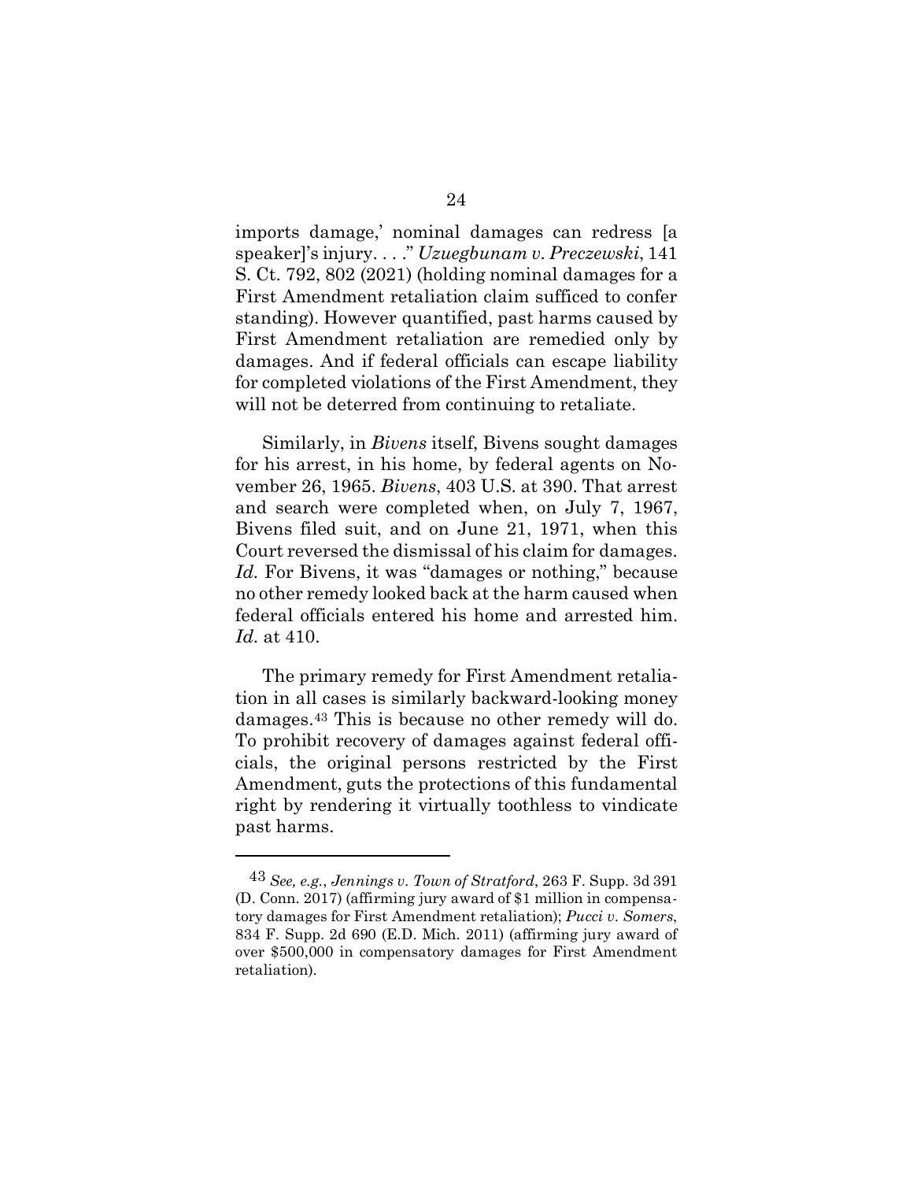imports damage,' nominal damages can redress [a speaker]'s injury. . . ." *Uzuegbunam v. Preczewski*, 141 S. Ct. 792, 802 (2021) (holding nominal damages for a First Amendment retaliation claim sufficed to confer standing). However quantified, past harms caused by First Amendment retaliation are remedied only by damages. And if federal officials can escape liability for completed violations of the First Amendment, they will not be deterred from continuing to retaliate.

Similarly, in *Bivens* itself, Bivens sought damages for his arrest, in his home, by federal agents on November 26, 1965. *Bivens*, 403 U.S. at 390. That arrest and search were completed when, on July 7, 1967, Bivens filed suit, and on June 21, 1971, when this Court reversed the dismissal of his claim for damages. *Id.* For Bivens, it was "damages or nothing," because no other remedy looked back at the harm caused when federal officials entered his home and arrested him. *Id.* at 410.

The primary remedy for First Amendment retaliation in all cases is similarly backward-looking money damages.[43] This is because no other remedy will do. To prohibit recovery of damages against federal officials, the original persons restricted by the First Amendment, guts the protections of this fundamental right by rendering it virtually toothless to vindicate past harms.

---

[43] *See, e.g.*, *Jennings v. Town of Stratford*, 263 F. Supp. 3d 391 (D. Conn. 2017) (affirming jury award of $1 million in compensatory damages for First Amendment retaliation); *Pucci v. Somers*, 834 F. Supp. 2d 690 (E.D. Mich. 2011) (affirming jury award of over $500,000 in compensatory damages for First Amendment retaliation).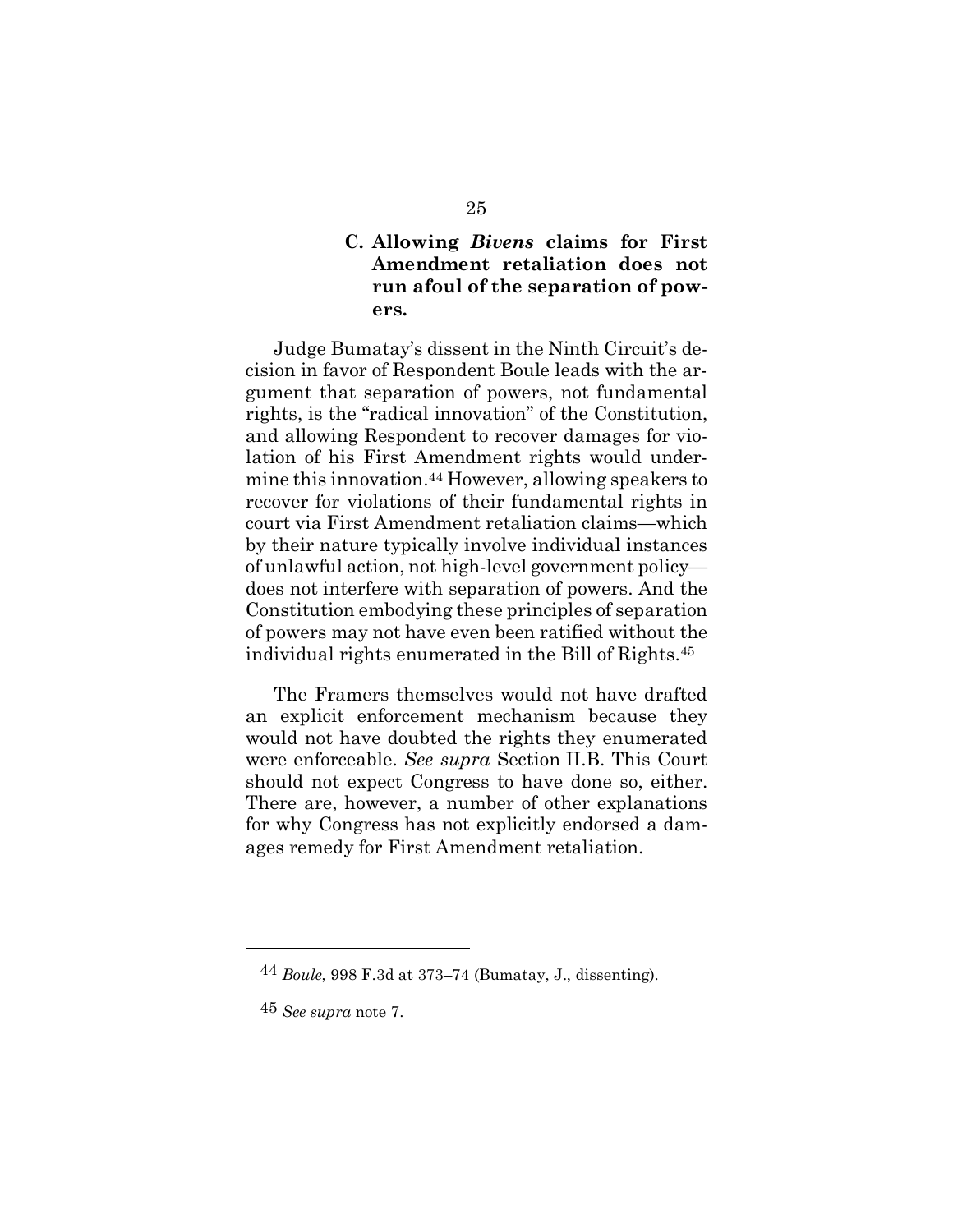### C. Allowing *Bivens* claims for First Amendment retaliation does not run afoul of the separation of powers.

Judge Bumatay's dissent in the Ninth Circuit's decision in favor of Respondent Boule leads with the argument that separation of powers, not fundamental rights, is the "radical innovation" of the Constitution, and allowing Respondent to recover damages for violation of his First Amendment rights would undermine this innovation.[44] However, allowing speakers to recover for violations of their fundamental rights in court via First Amendment retaliation claims—which by their nature typically involve individual instances of unlawful action, not high-level government policy—does not interfere with separation of powers. And the Constitution embodying these principles of separation of powers may not have even been ratified without the individual rights enumerated in the Bill of Rights.[45]

The Framers themselves would not have drafted an explicit enforcement mechanism because they would not have doubted the rights they enumerated were enforceable. *See supra* Section II.B. This Court should not expect Congress to have done so, either. There are, however, a number of other explanations for why Congress has not explicitly endorsed a damages remedy for First Amendment retaliation.

---

[44] *Boule*, 998 F.3d at 373–74 (Bumatay, J., dissenting).

[45] *See supra* note 7.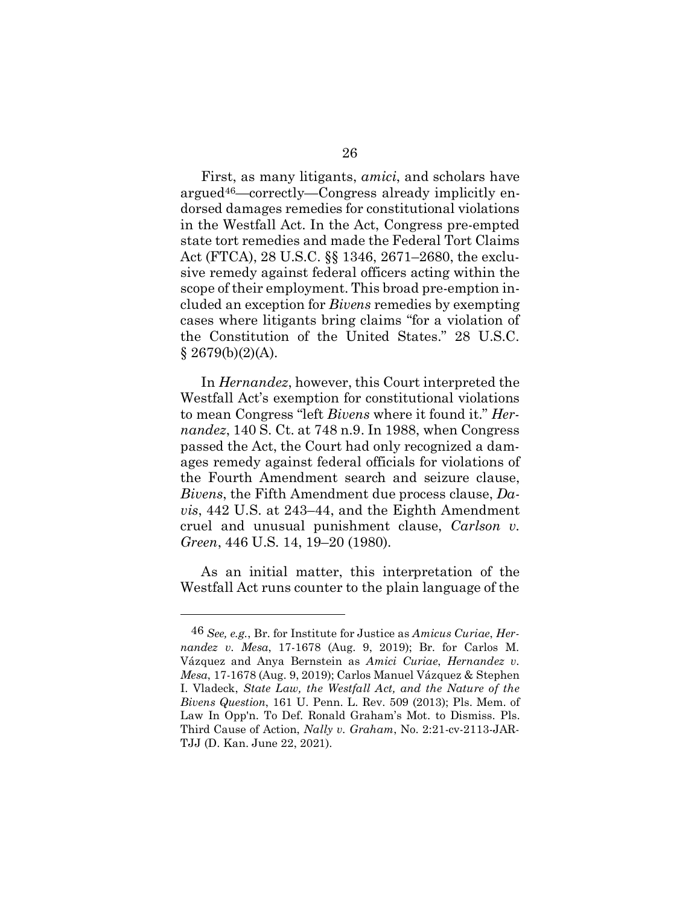First, as many litigants, *amici*, and scholars have argued[46]—correctly—Congress already implicitly endorsed damages remedies for constitutional violations in the Westfall Act. In the Act, Congress pre-empted state tort remedies and made the Federal Tort Claims Act (FTCA), 28 U.S.C. §§ 1346, 2671–2680, the exclusive remedy against federal officers acting within the scope of their employment. This broad pre-emption included an exception for *Bivens* remedies by exempting cases where litigants bring claims "for a violation of the Constitution of the United States." 28 U.S.C. § 2679(b)(2)(A).

In *Hernandez*, however, this Court interpreted the Westfall Act's exemption for constitutional violations to mean Congress "left *Bivens* where it found it." *Hernandez*, 140 S. Ct. at 748 n.9. In 1988, when Congress passed the Act, the Court had only recognized a damages remedy against federal officials for violations of the Fourth Amendment search and seizure clause, *Bivens*, the Fifth Amendment due process clause, *Davis*, 442 U.S. at 243–44, and the Eighth Amendment cruel and unusual punishment clause, *Carlson v. Green*, 446 U.S. 14, 19–20 (1980).

As an initial matter, this interpretation of the Westfall Act runs counter to the plain language of the

---

[46] *See, e.g.*, Br. for Institute for Justice as *Amicus Curiae*, *Hernandez v. Mesa*, 17-1678 (Aug. 9, 2019); Br. for Carlos M. Vázquez and Anya Bernstein as *Amici Curiae*, *Hernandez v. Mesa*, 17-1678 (Aug. 9, 2019); Carlos Manuel Vázquez & Stephen I. Vladeck, *State Law, the Westfall Act, and the Nature of the Bivens Question*, 161 U. Penn. L. Rev. 509 (2013); Pls. Mem. of Law In Opp'n. To Def. Ronald Graham's Mot. to Dismiss. Pls. Third Cause of Action, *Nally v. Graham*, No. 2:21-cv-2113-JAR-TJJ (D. Kan. June 22, 2021).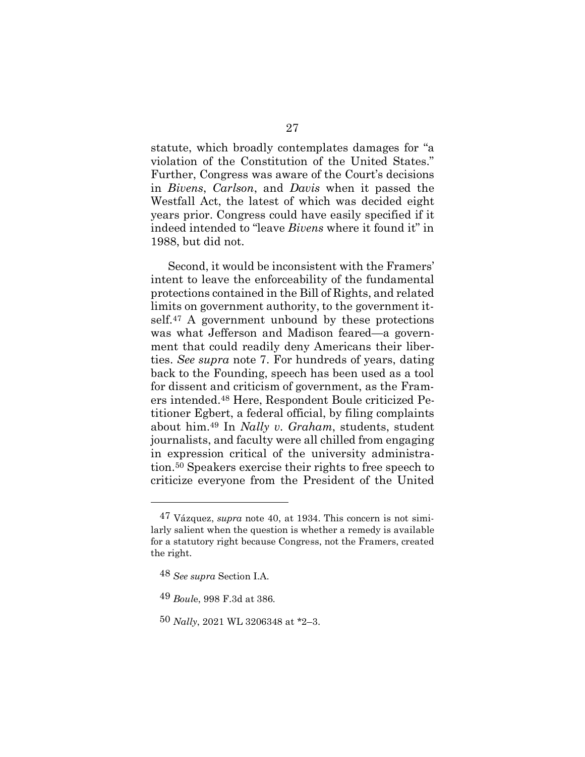statute, which broadly contemplates damages for "a violation of the Constitution of the United States." Further, Congress was aware of the Court's decisions in *Bivens*, *Carlson*, and *Davis* when it passed the Westfall Act, the latest of which was decided eight years prior. Congress could have easily specified if it indeed intended to "leave *Bivens* where it found it" in 1988, but did not.

Second, it would be inconsistent with the Framers' intent to leave the enforceability of the fundamental protections contained in the Bill of Rights, and related limits on government authority, to the government itself.[47] A government unbound by these protections was what Jefferson and Madison feared—a government that could readily deny Americans their liberties. *See supra* note 7. For hundreds of years, dating back to the Founding, speech has been used as a tool for dissent and criticism of government, as the Framers intended.[48] Here, Respondent Boule criticized Petitioner Egbert, a federal official, by filing complaints about him.[49] In *Nally v. Graham*, students, student journalists, and faculty were all chilled from engaging in expression critical of the university administration.[50] Speakers exercise their rights to free speech to criticize everyone from the President of the United

---

[47] Vázquez, *supra* note 40, at 1934. This concern is not similarly salient when the question is whether a remedy is available for a statutory right because Congress, not the Framers, created the right.

[48] *See supra* Section I.A.

[49] *Boule*, 998 F.3d at 386.

[50] *Nally*, 2021 WL 3206348 at *2–3.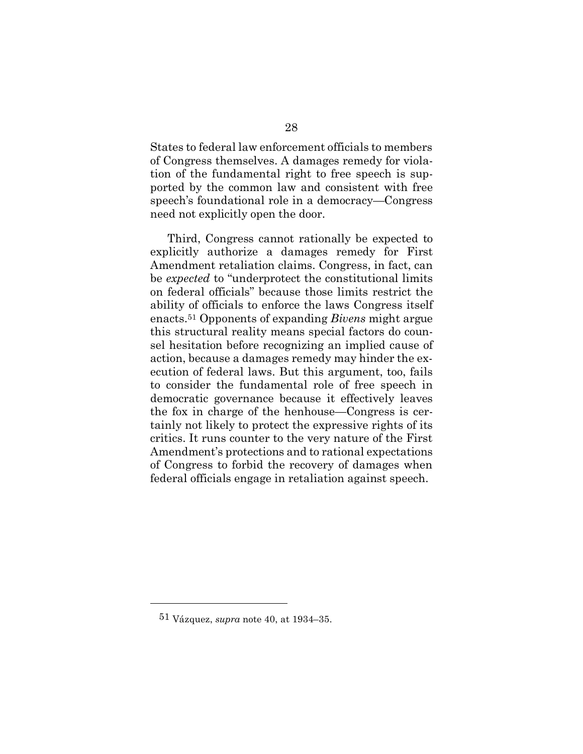States to federal law enforcement officials to members of Congress themselves. A damages remedy for violation of the fundamental right to free speech is supported by the common law and consistent with free speech's foundational role in a democracy—Congress need not explicitly open the door.

Third, Congress cannot rationally be expected to explicitly authorize a damages remedy for First Amendment retaliation claims. Congress, in fact, can be *expected* to "underprotect the constitutional limits on federal officials" because those limits restrict the ability of officials to enforce the laws Congress itself enacts.[51] Opponents of expanding *Bivens* might argue this structural reality means special factors do counsel hesitation before recognizing an implied cause of action, because a damages remedy may hinder the execution of federal laws. But this argument, too, fails to consider the fundamental role of free speech in democratic governance because it effectively leaves the fox in charge of the henhouse—Congress is certainly not likely to protect the expressive rights of its critics. It runs counter to the very nature of the First Amendment's protections and to rational expectations of Congress to forbid the recovery of damages when federal officials engage in retaliation against speech.

---

[51] Vázquez, *supra* note 40, at 1934–35.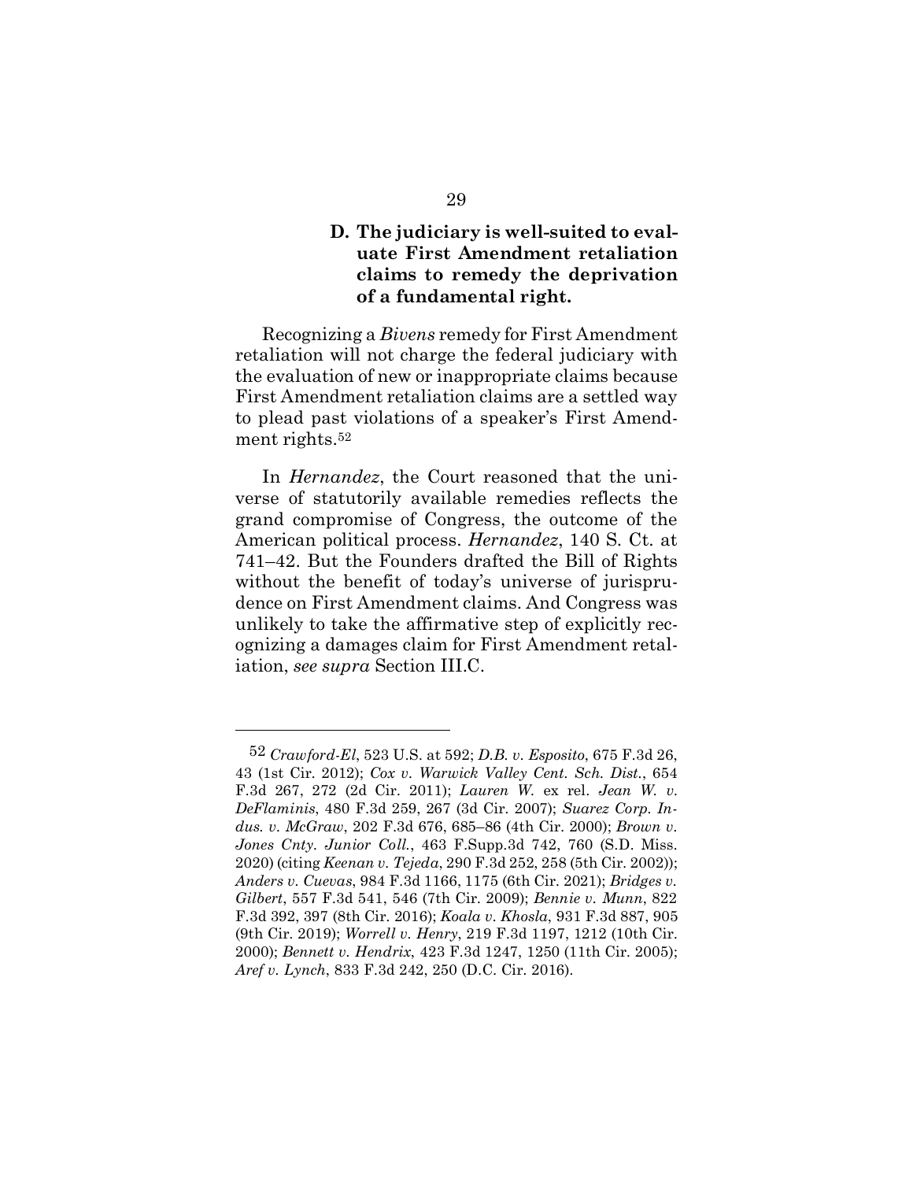### D. The judiciary is well-suited to evaluate First Amendment retaliation claims to remedy the deprivation of a fundamental right.

Recognizing a *Bivens* remedy for First Amendment retaliation will not charge the federal judiciary with the evaluation of new or inappropriate claims because First Amendment retaliation claims are a settled way to plead past violations of a speaker's First Amendment rights.[52]

In *Hernandez*, the Court reasoned that the universe of statutorily available remedies reflects the grand compromise of Congress, the outcome of the American political process. *Hernandez*, 140 S. Ct. at 741–42. But the Founders drafted the Bill of Rights without the benefit of today's universe of jurisprudence on First Amendment claims. And Congress was unlikely to take the affirmative step of explicitly recognizing a damages claim for First Amendment retaliation, *see supra* Section III.C.

---

[52] *Crawford-El*, 523 U.S. at 592; *D.B. v. Esposito*, 675 F.3d 26, 43 (1st Cir. 2012); *Cox v. Warwick Valley Cent. Sch. Dist.*, 654 F.3d 267, 272 (2d Cir. 2011); *Lauren W.* ex rel. *Jean W. v. DeFlaminis*, 480 F.3d 259, 267 (3d Cir. 2007); *Suarez Corp. Indus. v. McGraw*, 202 F.3d 676, 685–86 (4th Cir. 2000); *Brown v. Jones Cnty. Junior Coll.*, 463 F.Supp.3d 742, 760 (S.D. Miss. 2020) (citing *Keenan v. Tejeda*, 290 F.3d 252, 258 (5th Cir. 2002)); *Anders v. Cuevas*, 984 F.3d 1166, 1175 (6th Cir. 2021); *Bridges v. Gilbert*, 557 F.3d 541, 546 (7th Cir. 2009); *Bennie v. Munn*, 822 F.3d 392, 397 (8th Cir. 2016); *Koala v. Khosla*, 931 F.3d 887, 905 (9th Cir. 2019); *Worrell v. Henry*, 219 F.3d 1197, 1212 (10th Cir. 2000); *Bennett v. Hendrix*, 423 F.3d 1247, 1250 (11th Cir. 2005); *Aref v. Lynch*, 833 F.3d 242, 250 (D.C. Cir. 2016).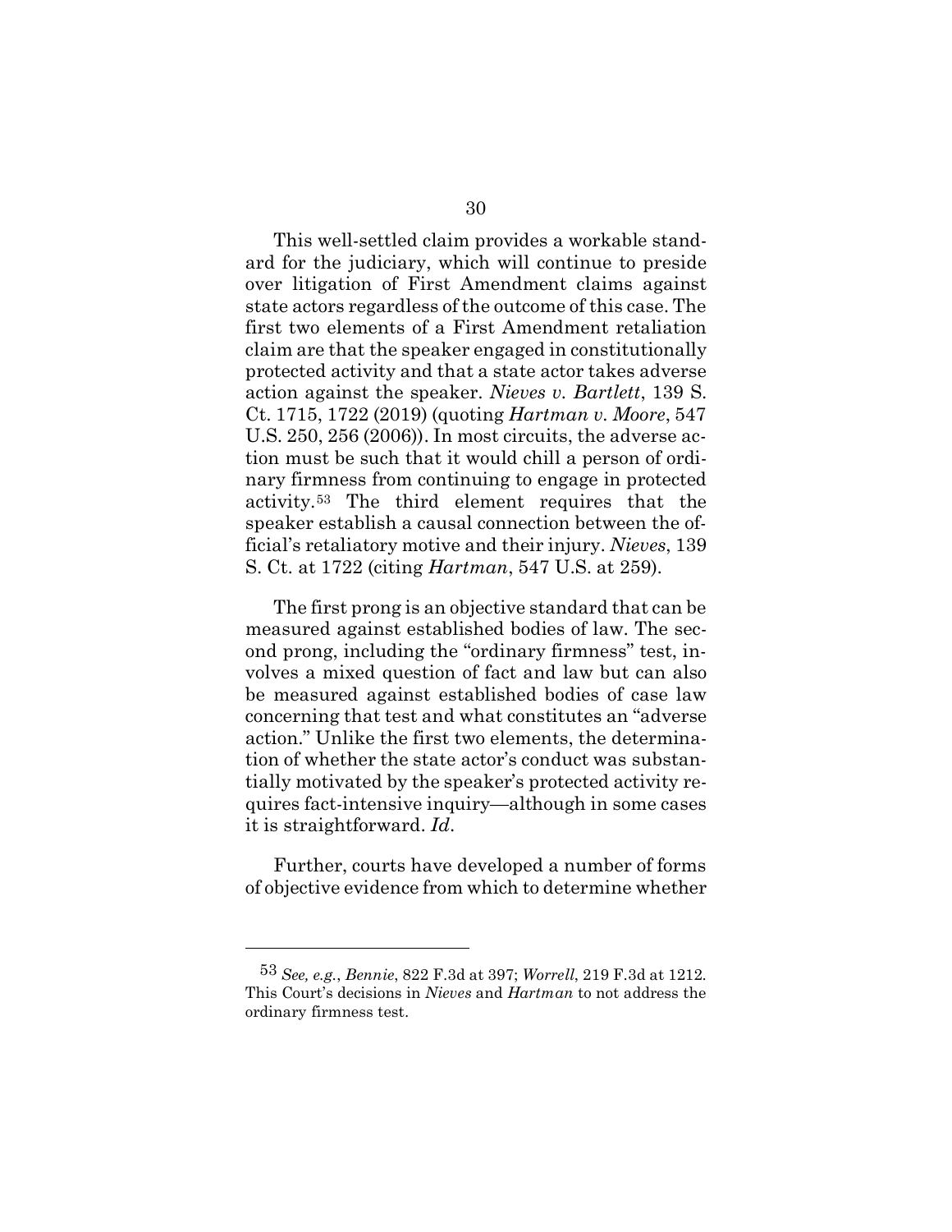This well-settled claim provides a workable standard for the judiciary, which will continue to preside over litigation of First Amendment claims against state actors regardless of the outcome of this case. The first two elements of a First Amendment retaliation claim are that the speaker engaged in constitutionally protected activity and that a state actor takes adverse action against the speaker. *Nieves v. Bartlett*, 139 S. Ct. 1715, 1722 (2019) (quoting *Hartman v. Moore*, 547 U.S. 250, 256 (2006)). In most circuits, the adverse action must be such that it would chill a person of ordinary firmness from continuing to engage in protected activity.[53] The third element requires that the speaker establish a causal connection between the official's retaliatory motive and their injury. *Nieves*, 139 S. Ct. at 1722 (citing *Hartman*, 547 U.S. at 259).

The first prong is an objective standard that can be measured against established bodies of law. The second prong, including the "ordinary firmness" test, involves a mixed question of fact and law but can also be measured against established bodies of case law concerning that test and what constitutes an "adverse action." Unlike the first two elements, the determination of whether the state actor's conduct was substantially motivated by the speaker's protected activity requires fact-intensive inquiry—although in some cases it is straightforward. *Id*.

Further, courts have developed a number of forms of objective evidence from which to determine whether

---

[53] *See, e.g.*, *Bennie*, 822 F.3d at 397; *Worrell*, 219 F.3d at 1212. This Court's decisions in *Nieves* and *Hartman* to not address the ordinary firmness test.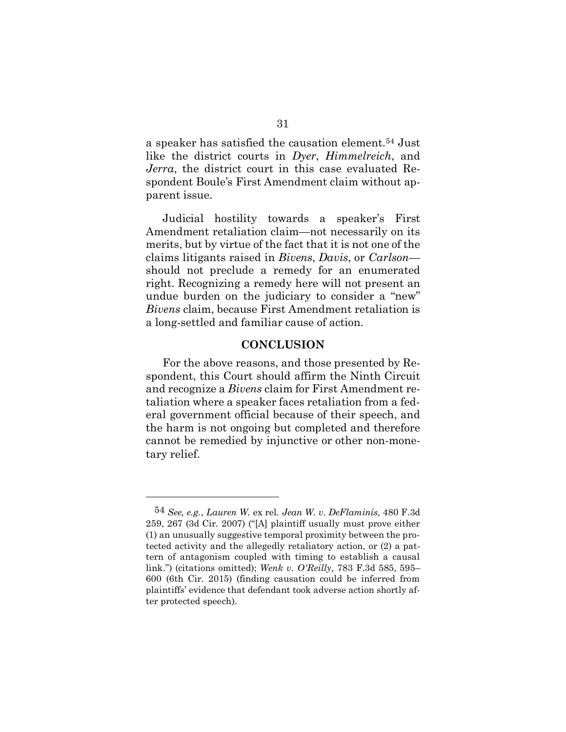a speaker has satisfied the causation element.[54] Just like the district courts in *Dyer*, *Himmelreich*, and *Jerra*, the district court in this case evaluated Respondent Boule's First Amendment claim without apparent issue.

Judicial hostility towards a speaker's First Amendment retaliation claim—not necessarily on its merits, but by virtue of the fact that it is not one of the claims litigants raised in *Bivens*, *Davis*, or *Carlson*—should not preclude a remedy for an enumerated right. Recognizing a remedy here will not present an undue burden on the judiciary to consider a "new" *Bivens* claim, because First Amendment retaliation is a long-settled and familiar cause of action.

## CONCLUSION

For the above reasons, and those presented by Respondent, this Court should affirm the Ninth Circuit and recognize a *Bivens* claim for First Amendment retaliation where a speaker faces retaliation from a federal government official because of their speech, and the harm is not ongoing but completed and therefore cannot be remedied by injunctive or other non-monetary relief.

---

[54] *See, e.g.*, *Lauren W.* ex rel. *Jean W. v. DeFlaminis*, 480 F.3d 259, 267 (3d Cir. 2007) ("[A] plaintiff usually must prove either (1) an unusually suggestive temporal proximity between the protected activity and the allegedly retaliatory action, or (2) a pattern of antagonism coupled with timing to establish a causal link.") (citations omitted); *Wenk v. O'Reilly*, 783 F.3d 585, 595–600 (6th Cir. 2015) (finding causation could be inferred from plaintiffs' evidence that defendant took adverse action shortly after protected speech).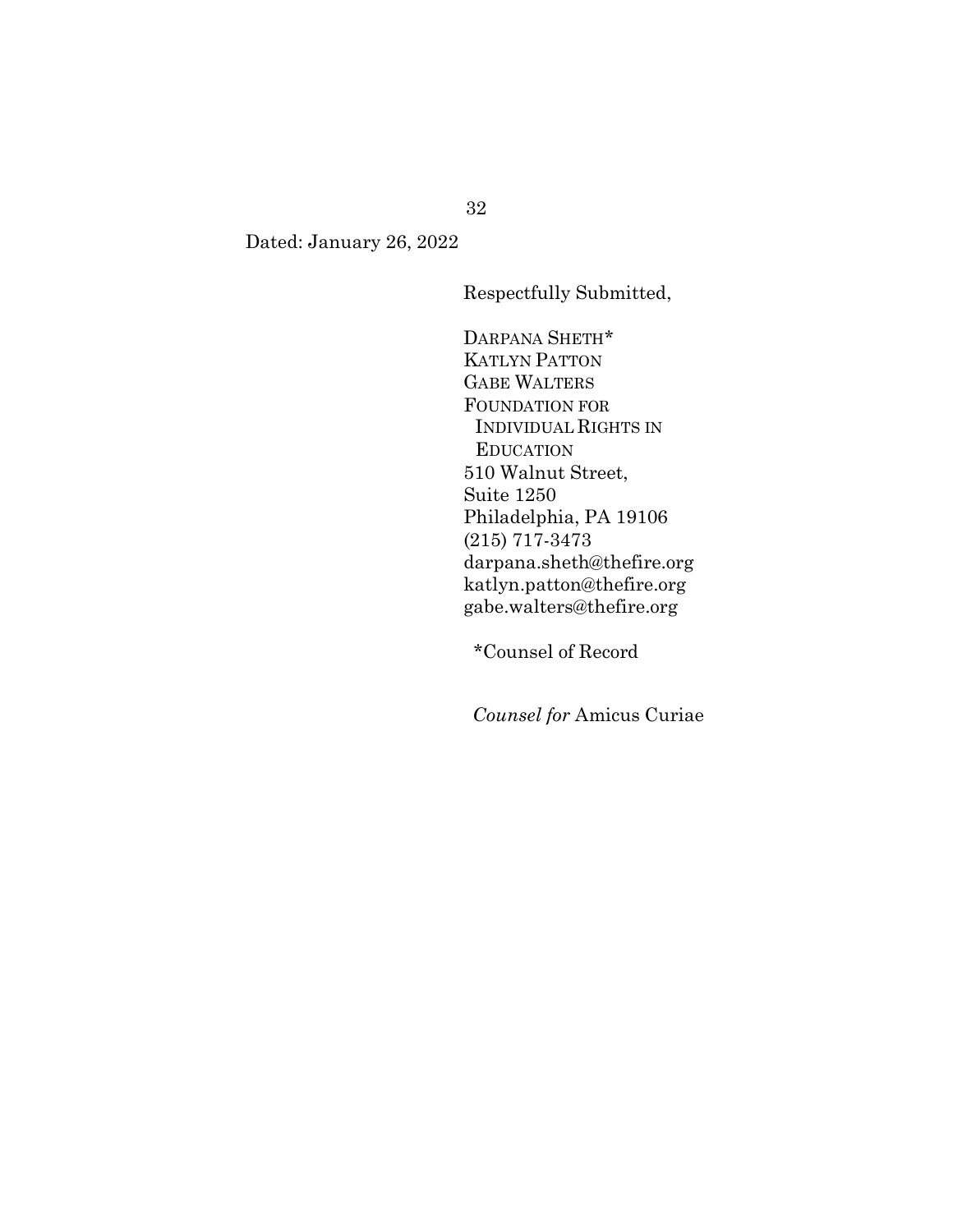Dated: January 26, 2022

Respectfully Submitted,

DARPANA SHETH*
KATLYN PATTON
GABE WALTERS
FOUNDATION FOR
INDIVIDUAL RIGHTS IN
EDUCATION
510 Walnut Street,
Suite 1250
Philadelphia, PA 19106
(215) 717-3473
darpana.sheth@thefire.org
katlyn.patton@thefire.org
gabe.walters@thefire.org

*Counsel of Record

*Counsel for* Amicus Curiae